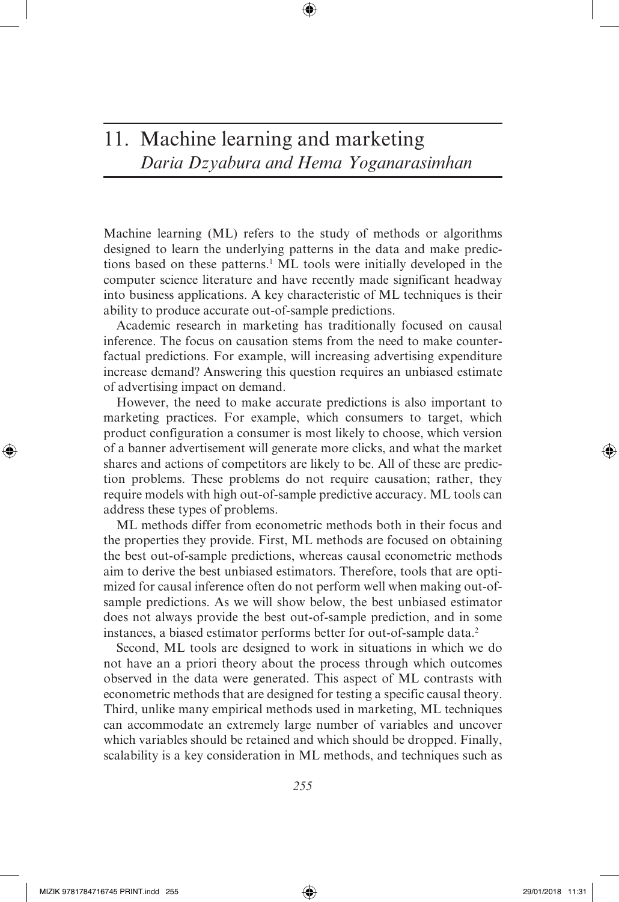# 11. Machine learning and marketing

*Daria Dzyabura and Hema Yoganarasimhan*

Machine learning (ML) refers to the study of methods or algorithms designed to learn the underlying patterns in the data and make predictions based on these patterns.[1] ML tools were initially developed in the computer science literature and have recently made significant headway into business applications. A key characteristic of ML techniques is their ability to produce accurate out-of-sample predictions.

Academic research in marketing has traditionally focused on causal inference. The focus on causation stems from the need to make counterfactual predictions. For example, will increasing advertising expenditure increase demand? Answering this question requires an unbiased estimate of advertising impact on demand.

However, the need to make accurate predictions is also important to marketing practices. For example, which consumers to target, which product configuration a consumer is most likely to choose, which version of a banner advertisement will generate more clicks, and what the market shares and actions of competitors are likely to be. All of these are prediction problems. These problems do not require causation; rather, they require models with high out-of-sample predictive accuracy. ML tools can address these types of problems.

ML methods differ from econometric methods both in their focus and the properties they provide. First, ML methods are focused on obtaining the best out-of-sample predictions, whereas causal econometric methods aim to derive the best unbiased estimators. Therefore, tools that are optimized for causal inference often do not perform well when making out-of-sample predictions. As we will show below, the best unbiased estimator does not always provide the best out-of-sample prediction, and in some instances, a biased estimator performs better for out-of-sample data.[2]

Second, ML tools are designed to work in situations in which we do not have an a priori theory about the process through which outcomes observed in the data were generated. This aspect of ML contrasts with econometric methods that are designed for testing a specific causal theory. Third, unlike many empirical methods used in marketing, ML techniques can accommodate an extremely large number of variables and uncover which variables should be retained and which should be dropped. Finally, scalability is a key consideration in ML methods, and techniques such as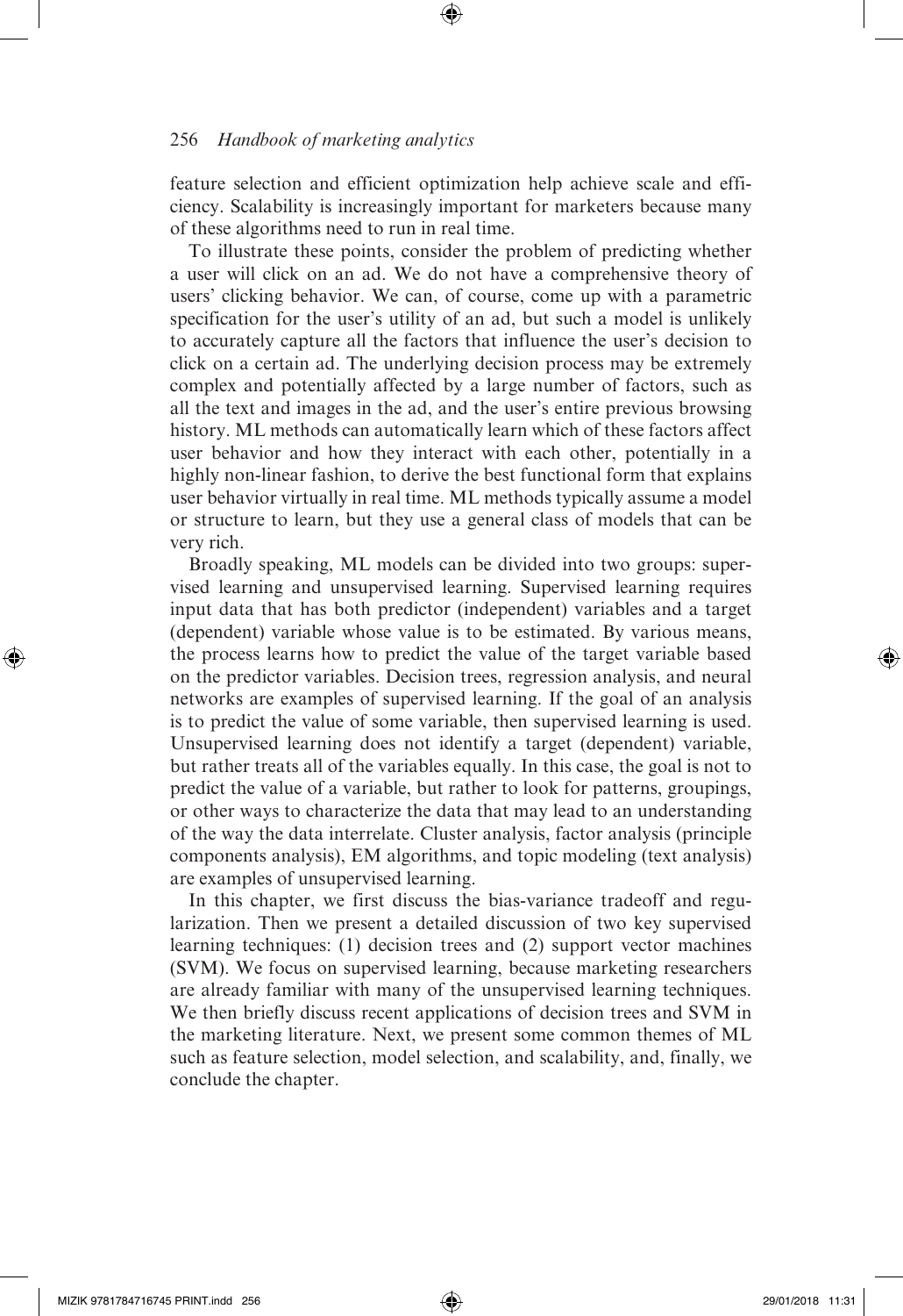feature selection and efficient optimization help achieve scale and efficiency. Scalability is increasingly important for marketers because many of these algorithms need to run in real time.

To illustrate these points, consider the problem of predicting whether a user will click on an ad. We do not have a comprehensive theory of users' clicking behavior. We can, of course, come up with a parametric specification for the user's utility of an ad, but such a model is unlikely to accurately capture all the factors that influence the user's decision to click on a certain ad. The underlying decision process may be extremely complex and potentially affected by a large number of factors, such as all the text and images in the ad, and the user's entire previous browsing history. ML methods can automatically learn which of these factors affect user behavior and how they interact with each other, potentially in a highly non-linear fashion, to derive the best functional form that explains user behavior virtually in real time. ML methods typically assume a model or structure to learn, but they use a general class of models that can be very rich.

Broadly speaking, ML models can be divided into two groups: supervised learning and unsupervised learning. Supervised learning requires input data that has both predictor (independent) variables and a target (dependent) variable whose value is to be estimated. By various means, the process learns how to predict the value of the target variable based on the predictor variables. Decision trees, regression analysis, and neural networks are examples of supervised learning. If the goal of an analysis is to predict the value of some variable, then supervised learning is used. Unsupervised learning does not identify a target (dependent) variable, but rather treats all of the variables equally. In this case, the goal is not to predict the value of a variable, but rather to look for patterns, groupings, or other ways to characterize the data that may lead to an understanding of the way the data interrelate. Cluster analysis, factor analysis (principle components analysis), EM algorithms, and topic modeling (text analysis) are examples of unsupervised learning.

In this chapter, we first discuss the bias-variance tradeoff and regularization. Then we present a detailed discussion of two key supervised learning techniques: (1) decision trees and (2) support vector machines (SVM). We focus on supervised learning, because marketing researchers are already familiar with many of the unsupervised learning techniques. We then briefly discuss recent applications of decision trees and SVM in the marketing literature. Next, we present some common themes of ML such as feature selection, model selection, and scalability, and, finally, we conclude the chapter.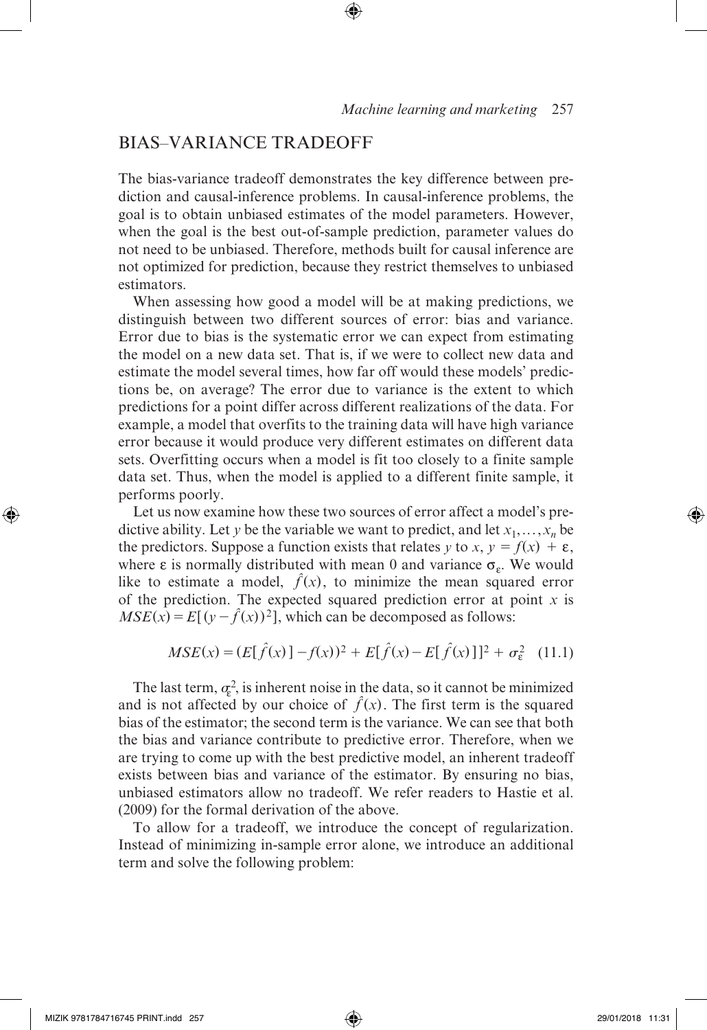## BIAS–VARIANCE TRADEOFF

The bias-variance tradeoff demonstrates the key difference between prediction and causal-inference problems. In causal-inference problems, the goal is to obtain unbiased estimates of the model parameters. However, when the goal is the best out-of-sample prediction, parameter values do not need to be unbiased. Therefore, methods built for causal inference are not optimized for prediction, because they restrict themselves to unbiased estimators.

When assessing how good a model will be at making predictions, we distinguish between two different sources of error: bias and variance. Error due to bias is the systematic error we can expect from estimating the model on a new data set. That is, if we were to collect new data and estimate the model several times, how far off would these models' predictions be, on average? The error due to variance is the extent to which predictions for a point differ across different realizations of the data. For example, a model that overfits to the training data will have high variance error because it would produce very different estimates on different data sets. Overfitting occurs when a model is fit too closely to a finite sample data set. Thus, when the model is applied to a different finite sample, it performs poorly.

Let us now examine how these two sources of error affect a model's predictive ability. Let $y$ be the variable we want to predict, and let $x_1, \ldots, x_n$ be the predictors. Suppose a function exists that relates $y$ to $x$, $y = f(x) + \varepsilon$, where $\varepsilon$ is normally distributed with mean 0 and variance $\sigma_\varepsilon$. We would like to estimate a model, $\hat{f}(x)$, to minimize the mean squared error of the prediction. The expected squared prediction error at point $x$ is $MSE(x) = E[(y - \hat{f}(x))^2]$, which can be decomposed as follows:

$$MSE(x) = (E[\hat{f}(x)] - f(x))^2 + E[\hat{f}(x) - E[\hat{f}(x)]]^2 + \sigma_\varepsilon^2 \quad (11.1)$$

The last term, $\sigma_\varepsilon^2$, is inherent noise in the data, so it cannot be minimized and is not affected by our choice of $\hat{f}(x)$. The first term is the squared bias of the estimator; the second term is the variance. We can see that both the bias and variance contribute to predictive error. Therefore, when we are trying to come up with the best predictive model, an inherent tradeoff exists between bias and variance of the estimator. By ensuring no bias, unbiased estimators allow no tradeoff. We refer readers to Hastie et al. (2009) for the formal derivation of the above.

To allow for a tradeoff, we introduce the concept of regularization. Instead of minimizing in-sample error alone, we introduce an additional term and solve the following problem: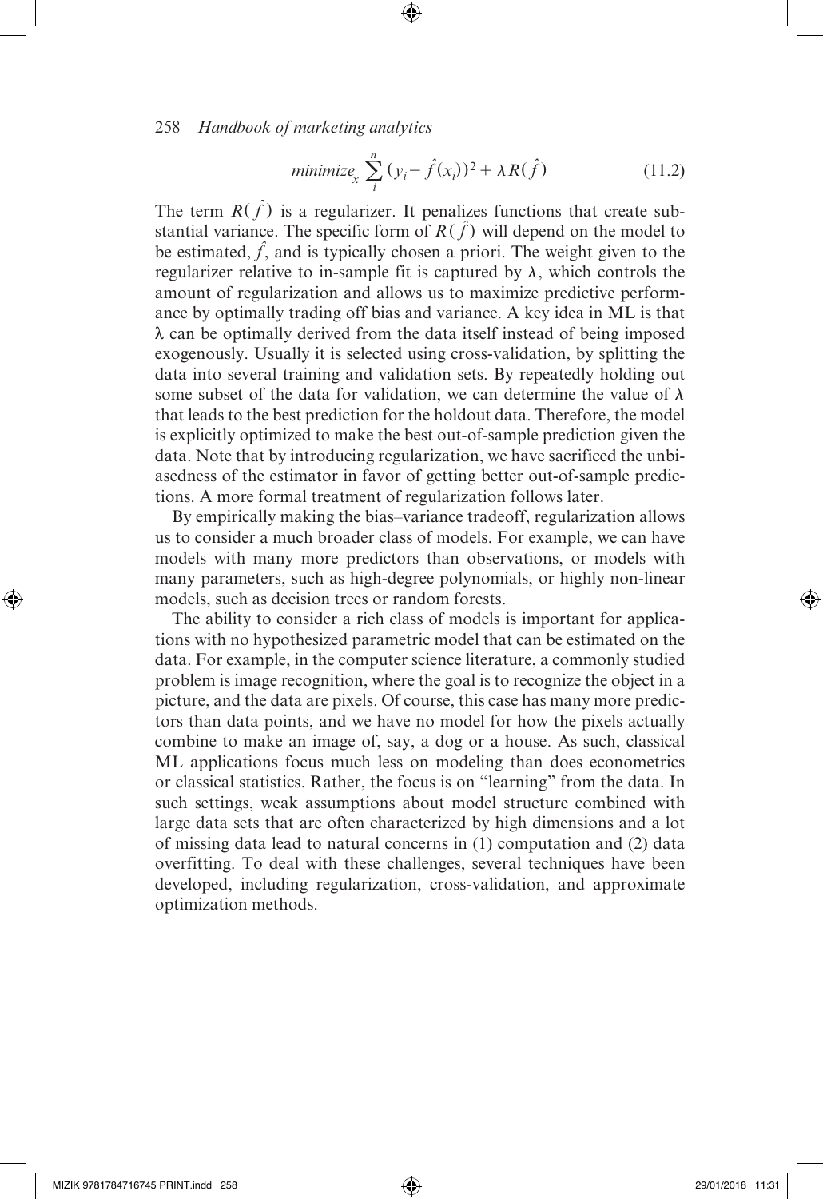$$minimize_x \sum_i^n (y_i - \hat{f}(x_i))^2 + \lambda R(\hat{f}) \tag{11.2}$$

The term $R(\hat{f})$ is a regularizer. It penalizes functions that create substantial variance. The specific form of $R(\hat{f})$ will depend on the model to be estimated, $\hat{f}$, and is typically chosen a priori. The weight given to the regularizer relative to in-sample fit is captured by $\lambda$, which controls the amount of regularization and allows us to maximize predictive performance by optimally trading off bias and variance. A key idea in ML is that $\lambda$ can be optimally derived from the data itself instead of being imposed exogenously. Usually it is selected using cross-validation, by splitting the data into several training and validation sets. By repeatedly holding out some subset of the data for validation, we can determine the value of $\lambda$ that leads to the best prediction for the holdout data. Therefore, the model is explicitly optimized to make the best out-of-sample prediction given the data. Note that by introducing regularization, we have sacrificed the unbiasedness of the estimator in favor of getting better out-of-sample predictions. A more formal treatment of regularization follows later.

By empirically making the bias–variance tradeoff, regularization allows us to consider a much broader class of models. For example, we can have models with many more predictors than observations, or models with many parameters, such as high-degree polynomials, or highly non-linear models, such as decision trees or random forests.

The ability to consider a rich class of models is important for applications with no hypothesized parametric model that can be estimated on the data. For example, in the computer science literature, a commonly studied problem is image recognition, where the goal is to recognize the object in a picture, and the data are pixels. Of course, this case has many more predictors than data points, and we have no model for how the pixels actually combine to make an image of, say, a dog or a house. As such, classical ML applications focus much less on modeling than does econometrics or classical statistics. Rather, the focus is on "learning" from the data. In such settings, weak assumptions about model structure combined with large data sets that are often characterized by high dimensions and a lot of missing data lead to natural concerns in (1) computation and (2) data overfitting. To deal with these challenges, several techniques have been developed, including regularization, cross-validation, and approximate optimization methods.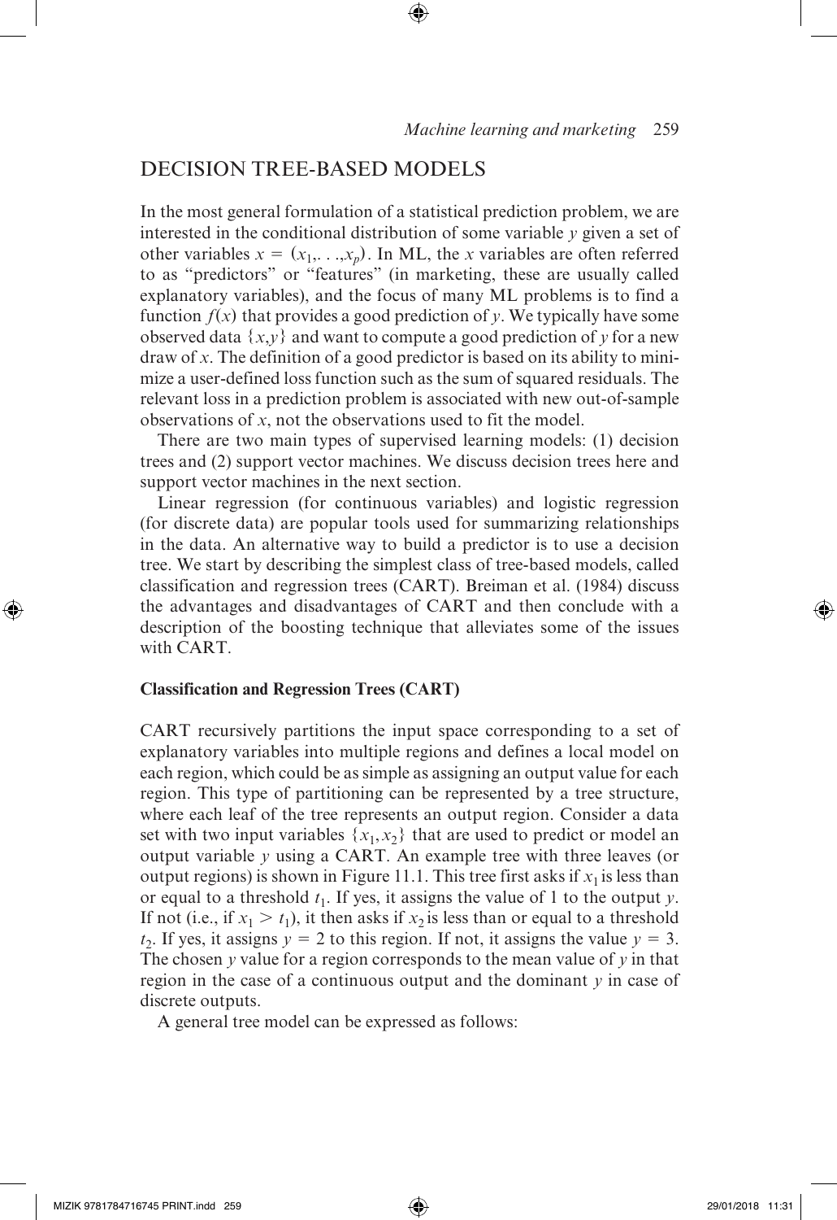## DECISION TREE-BASED MODELS

In the most general formulation of a statistical prediction problem, we are interested in the conditional distribution of some variable $y$ given a set of other variables $x = (x_1, \ldots, x_p)$. In ML, the $x$ variables are often referred to as "predictors" or "features" (in marketing, these are usually called explanatory variables), and the focus of many ML problems is to find a function $f(x)$ that provides a good prediction of $y$. We typically have some observed data $\{x,y\}$ and want to compute a good prediction of $y$ for a new draw of $x$. The definition of a good predictor is based on its ability to minimize a user-defined loss function such as the sum of squared residuals. The relevant loss in a prediction problem is associated with new out-of-sample observations of $x$, not the observations used to fit the model.

There are two main types of supervised learning models: (1) decision trees and (2) support vector machines. We discuss decision trees here and support vector machines in the next section.

Linear regression (for continuous variables) and logistic regression (for discrete data) are popular tools used for summarizing relationships in the data. An alternative way to build a predictor is to use a decision tree. We start by describing the simplest class of tree-based models, called classification and regression trees (CART). Breiman et al. (1984) discuss the advantages and disadvantages of CART and then conclude with a description of the boosting technique that alleviates some of the issues with CART.

### Classification and Regression Trees (CART)

CART recursively partitions the input space corresponding to a set of explanatory variables into multiple regions and defines a local model on each region, which could be as simple as assigning an output value for each region. This type of partitioning can be represented by a tree structure, where each leaf of the tree represents an output region. Consider a data set with two input variables $\{x_1, x_2\}$ that are used to predict or model an output variable $y$ using a CART. An example tree with three leaves (or output regions) is shown in Figure 11.1. This tree first asks if $x_1$ is less than or equal to a threshold $t_1$. If yes, it assigns the value of 1 to the output $y$. If not (i.e., if $x_1 > t_1$), it then asks if $x_2$ is less than or equal to a threshold $t_2$. If yes, it assigns $y = 2$ to this region. If not, it assigns the value $y = 3$. The chosen $y$ value for a region corresponds to the mean value of $y$ in that region in the case of a continuous output and the dominant $y$ in case of discrete outputs.

A general tree model can be expressed as follows: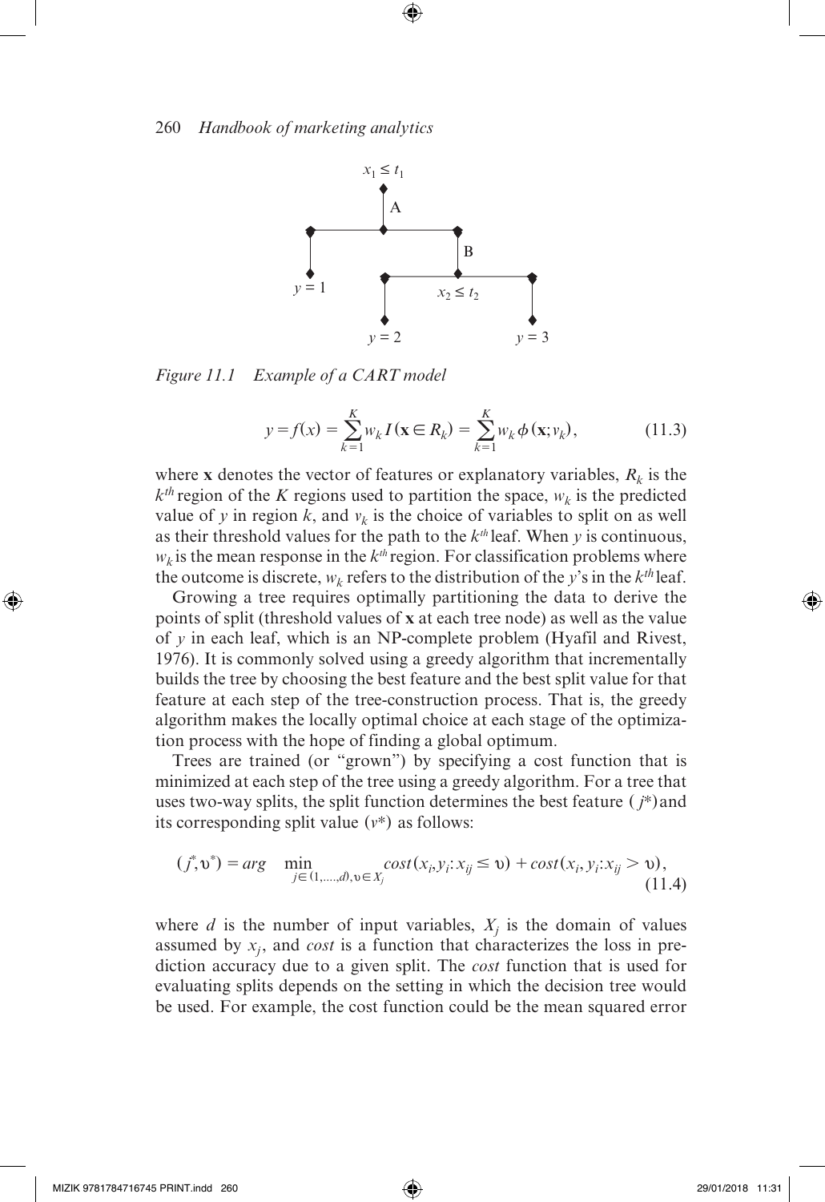Figure 11.1 Example of a CART model

$$y = f(x) = \sum_{k=1}^{K} w_k I(\mathbf{x} \in R_k) = \sum_{k=1}^{K} w_k \phi(\mathbf{x}; v_k), \tag{11.3}$$

where $\mathbf{x}$ denotes the vector of features or explanatory variables, $R_k$ is the $k^{th}$ region of the $K$ regions used to partition the space, $w_k$ is the predicted value of $y$ in region $k$, and $v_k$ is the choice of variables to split on as well as their threshold values for the path to the $k^{th}$ leaf. When $y$ is continuous, $w_k$ is the mean response in the $k^{th}$ region. For classification problems where the outcome is discrete, $w_k$ refers to the distribution of the $y$'s in the $k^{th}$ leaf.

Growing a tree requires optimally partitioning the data to derive the points of split (threshold values of $\mathbf{x}$ at each tree node) as well as the value of $y$ in each leaf, which is an NP-complete problem (Hyafil and Rivest, 1976). It is commonly solved using a greedy algorithm that incrementally builds the tree by choosing the best feature and the best split value for that feature at each step of the tree-construction process. That is, the greedy algorithm makes the locally optimal choice at each stage of the optimization process with the hope of finding a global optimum.

Trees are trained (or "grown") by specifying a cost function that is minimized at each step of the tree using a greedy algorithm. For a tree that uses two-way splits, the split function determines the best feature ($j$*) and its corresponding split value ($v$*) as follows:

$$(j^*, \upsilon^*) = arg \min_{j \in (1,\ldots,d), \upsilon \in X_j} cost(x_i, y_i : x_{ij} \leq \upsilon) + cost(x_i, y_i : x_{ij} > \upsilon), \tag{11.4}$$

where $d$ is the number of input variables, $X_j$ is the domain of values assumed by $x_j$, and *cost* is a function that characterizes the loss in prediction accuracy due to a given split. The *cost* function that is used for evaluating splits depends on the setting in which the decision tree would be used. For example, the cost function could be the mean squared error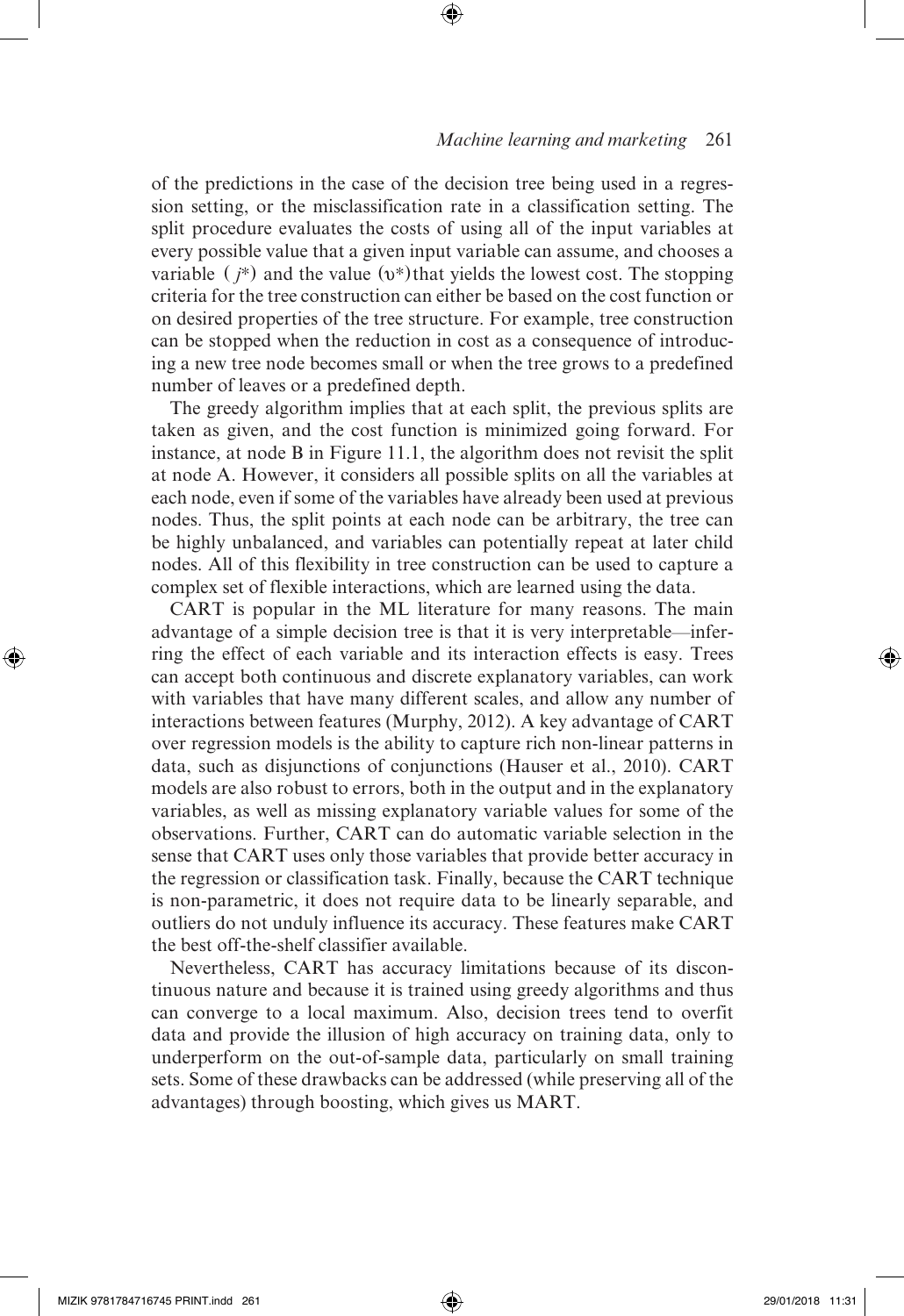of the predictions in the case of the decision tree being used in a regression setting, or the misclassification rate in a classification setting. The split procedure evaluates the costs of using all of the input variables at every possible value that a given input variable can assume, and chooses a variable ($j^*$) and the value ($\upsilon^*$) that yields the lowest cost. The stopping criteria for the tree construction can either be based on the cost function or on desired properties of the tree structure. For example, tree construction can be stopped when the reduction in cost as a consequence of introducing a new tree node becomes small or when the tree grows to a predefined number of leaves or a predefined depth.

The greedy algorithm implies that at each split, the previous splits are taken as given, and the cost function is minimized going forward. For instance, at node B in Figure 11.1, the algorithm does not revisit the split at node A. However, it considers all possible splits on all the variables at each node, even if some of the variables have already been used at previous nodes. Thus, the split points at each node can be arbitrary, the tree can be highly unbalanced, and variables can potentially repeat at later child nodes. All of this flexibility in tree construction can be used to capture a complex set of flexible interactions, which are learned using the data.

CART is popular in the ML literature for many reasons. The main advantage of a simple decision tree is that it is very interpretable—inferring the effect of each variable and its interaction effects is easy. Trees can accept both continuous and discrete explanatory variables, can work with variables that have many different scales, and allow any number of interactions between features (Murphy, 2012). A key advantage of CART over regression models is the ability to capture rich non-linear patterns in data, such as disjunctions of conjunctions (Hauser et al., 2010). CART models are also robust to errors, both in the output and in the explanatory variables, as well as missing explanatory variable values for some of the observations. Further, CART can do automatic variable selection in the sense that CART uses only those variables that provide better accuracy in the regression or classification task. Finally, because the CART technique is non-parametric, it does not require data to be linearly separable, and outliers do not unduly influence its accuracy. These features make CART the best off-the-shelf classifier available.

Nevertheless, CART has accuracy limitations because of its discontinuous nature and because it is trained using greedy algorithms and thus can converge to a local maximum. Also, decision trees tend to overfit data and provide the illusion of high accuracy on training data, only to underperform on the out-of-sample data, particularly on small training sets. Some of these drawbacks can be addressed (while preserving all of the advantages) through boosting, which gives us MART.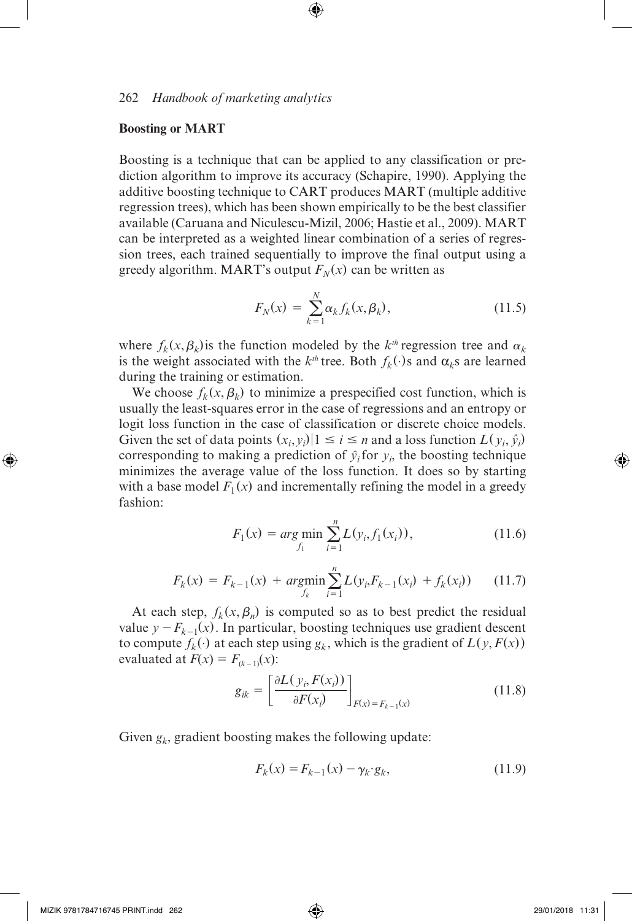### Boosting or MART

Boosting is a technique that can be applied to any classification or prediction algorithm to improve its accuracy (Schapire, 1990). Applying the additive boosting technique to CART produces MART (multiple additive regression trees), which has been shown empirically to be the best classifier available (Caruana and Niculescu-Mizil, 2006; Hastie et al., 2009). MART can be interpreted as a weighted linear combination of a series of regression trees, each trained sequentially to improve the final output using a greedy algorithm. MART's output $F_N(x)$ can be written as

$$F_N(x) = \sum_{k=1}^{N} \alpha_k f_k(x, \beta_k), \tag{11.5}$$

where $f_k(x, \beta_k)$ is the function modeled by the $k^{th}$ regression tree and $\alpha_k$ is the weight associated with the $k^{th}$ tree. Both $f_k(\cdot)$s and $\alpha_k$s are learned during the training or estimation.

We choose $f_k(x, \beta_k)$ to minimize a prespecified cost function, which is usually the least-squares error in the case of regressions and an entropy or logit loss function in the case of classification or discrete choice models. Given the set of data points $(x_i, y_i)|1 \leq i \leq n$ and a loss function $L(y_i, \hat{y}_i)$ corresponding to making a prediction of $\hat{y}_i$ for $y_i$, the boosting technique minimizes the average value of the loss function. It does so by starting with a base model $F_1(x)$ and incrementally refining the model in a greedy fashion:

$$F_1(x) = \arg\min_{f_1} \sum_{i=1}^{n} L(y_i, f_1(x_i)), \tag{11.6}$$

$$F_k(x) = F_{k-1}(x) + \arg\min_{f_k} \sum_{i=1}^{n} L(y_i, F_{k-1}(x_i) + f_k(x_i)) \tag{11.7}$$

At each step, $f_k(x, \beta_n)$ is computed so as to best predict the residual value $y - F_{k-1}(x)$. In particular, boosting techniques use gradient descent to compute $f_k(\cdot)$ at each step using $g_k$, which is the gradient of $L(y, F(x))$ evaluated at $F(x) = F_{(k-1)}(x)$:

$$g_{ik} = \left[\frac{\partial L(y_i, F(x_i))}{\partial F(x_i)}\right]_{F(x) = F_{k-1}(x)} \tag{11.8}$$

Given $g_k$, gradient boosting makes the following update:

$$F_k(x) = F_{k-1}(x) - \gamma_k \cdot g_k, \tag{11.9}$$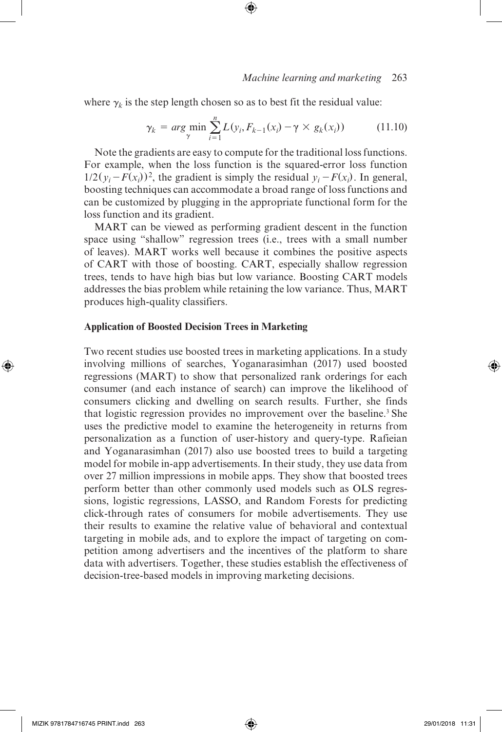where $\gamma_k$ is the step length chosen so as to best fit the residual value:

$$\gamma_k = arg \min_{\gamma} \sum_{i=1}^{n} L(y_i, F_{k-1}(x_i) - \gamma \times g_k(x_i)) \tag{11.10}$$

Note the gradients are easy to compute for the traditional loss functions. For example, when the loss function is the squared-error loss function $1/2(y_i - F(x_i))^2$, the gradient is simply the residual $y_i - F(x_i)$. In general, boosting techniques can accommodate a broad range of loss functions and can be customized by plugging in the appropriate functional form for the loss function and its gradient.

MART can be viewed as performing gradient descent in the function space using "shallow" regression trees (i.e., trees with a small number of leaves). MART works well because it combines the positive aspects of CART with those of boosting. CART, especially shallow regression trees, tends to have high bias but low variance. Boosting CART models addresses the bias problem while retaining the low variance. Thus, MART produces high-quality classifiers.

### Application of Boosted Decision Trees in Marketing

Two recent studies use boosted trees in marketing applications. In a study involving millions of searches, Yoganarasimhan (2017) used boosted regressions (MART) to show that personalized rank orderings for each consumer (and each instance of search) can improve the likelihood of consumers clicking and dwelling on search results. Further, she finds that logistic regression provides no improvement over the baseline.[3] She uses the predictive model to examine the heterogeneity in returns from personalization as a function of user-history and query-type. Rafieian and Yoganarasimhan (2017) also use boosted trees to build a targeting model for mobile in-app advertisements. In their study, they use data from over 27 million impressions in mobile apps. They show that boosted trees perform better than other commonly used models such as OLS regressions, logistic regressions, LASSO, and Random Forests for predicting click-through rates of consumers for mobile advertisements. They use their results to examine the relative value of behavioral and contextual targeting in mobile ads, and to explore the impact of targeting on competition among advertisers and the incentives of the platform to share data with advertisers. Together, these studies establish the effectiveness of decision-tree-based models in improving marketing decisions.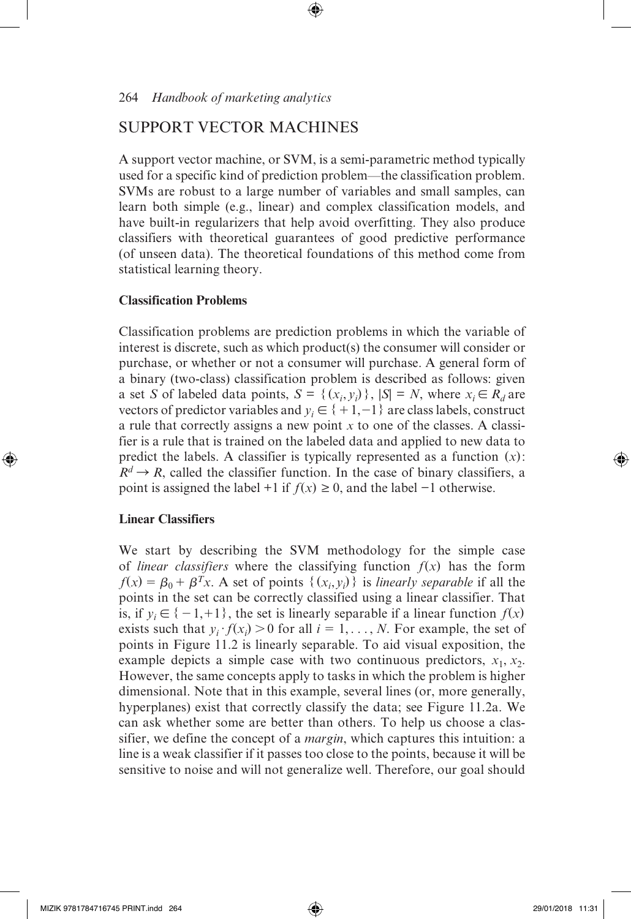# SUPPORT VECTOR MACHINES

A support vector machine, or SVM, is a semi-parametric method typically used for a specific kind of prediction problem—the classification problem. SVMs are robust to a large number of variables and small samples, can learn both simple (e.g., linear) and complex classification models, and have built-in regularizers that help avoid overfitting. They also produce classifiers with theoretical guarantees of good predictive performance (of unseen data). The theoretical foundations of this method come from statistical learning theory.

## Classification Problems

Classification problems are prediction problems in which the variable of interest is discrete, such as which product(s) the consumer will consider or purchase, or whether or not a consumer will purchase. A general form of a binary (two-class) classification problem is described as follows: given a set $S$ of labeled data points, $S = \{(x_i, y_i)\}$, $|S| = N$, where $x_i \in R_d$ are vectors of predictor variables and $y_i \in \{+1, -1\}$ are class labels, construct a rule that correctly assigns a new point $x$ to one of the classes. A classifier is a rule that is trained on the labeled data and applied to new data to predict the labels. A classifier is typically represented as a function $(x)$: $R^d \rightarrow R$, called the classifier function. In the case of binary classifiers, a point is assigned the label +1 if $f(x) \geq 0$, and the label −1 otherwise.

## Linear Classifiers

We start by describing the SVM methodology for the simple case of *linear classifiers* where the classifying function $f(x)$ has the form $f(x) = \beta_0 + \beta^T x$. A set of points $\{(x_i, y_i)\}$ is *linearly separable* if all the points in the set can be correctly classified using a linear classifier. That is, if $y_i \in \{-1, +1\}$, the set is linearly separable if a linear function $f(x)$ exists such that $y_i \cdot f(x_i) > 0$ for all $i = 1, \ldots, N$. For example, the set of points in Figure 11.2 is linearly separable. To aid visual exposition, the example depicts a simple case with two continuous predictors, $x_1, x_2$. However, the same concepts apply to tasks in which the problem is higher dimensional. Note that in this example, several lines (or, more generally, hyperplanes) exist that correctly classify the data; see Figure 11.2a. We can ask whether some are better than others. To help us choose a classifier, we define the concept of a *margin*, which captures this intuition: a line is a weak classifier if it passes too close to the points, because it will be sensitive to noise and will not generalize well. Therefore, our goal should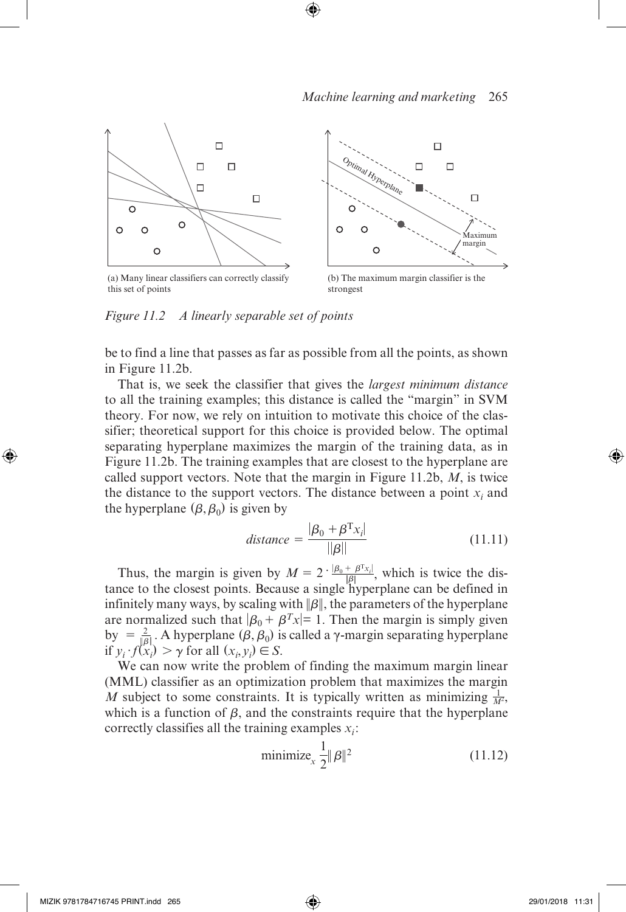(a) Many linear classifiers can correctly classify this set of points

(b) The maximum margin classifier is the strongest

*Figure 11.2 A linearly separable set of points*

be to find a line that passes as far as possible from all the points, as shown in Figure 11.2b.

That is, we seek the classifier that gives the *largest minimum distance* to all the training examples; this distance is called the "margin" in SVM theory. For now, we rely on intuition to motivate this choice of the classifier; theoretical support for this choice is provided below. The optimal separating hyperplane maximizes the margin of the training data, as in Figure 11.2b. The training examples that are closest to the hyperplane are called support vectors. Note that the margin in Figure 11.2b, $M$, is twice the distance to the support vectors. The distance between a point $x_i$ and the hyperplane $(\beta, \beta_0)$ is given by

$$distance = \frac{|\beta_0 + \beta^T x_i|}{||\beta||} \tag{11.11}$$

Thus, the margin is given by $M = 2 \cdot \frac{|\beta_0 + \beta^T x_i|}{|\beta|}$, which is twice the distance to the closest points. Because a single hyperplane can be defined in infinitely many ways, by scaling with $\|\beta\|$, the parameters of the hyperplane are normalized such that $|\beta_0 + \beta^T x| = 1$. Then the margin is simply given by $= \frac{2}{\|\beta\|}$. A hyperplane $(\beta, \beta_0)$ is called a $\gamma$-margin separating hyperplane if $y_i \cdot f(x_i) > \gamma$ for all $(x_i, y_i) \in S$.

We can now write the problem of finding the maximum margin linear (MML) classifier as an optimization problem that maximizes the margin $M$ subject to some constraints. It is typically written as minimizing $\frac{1}{M^2}$, which is a function of $\beta$, and the constraints require that the hyperplane correctly classifies all the training examples $x_i$:

$$\text{minimize}_x \frac{1}{2}\|\beta\|^2 \tag{11.12}$$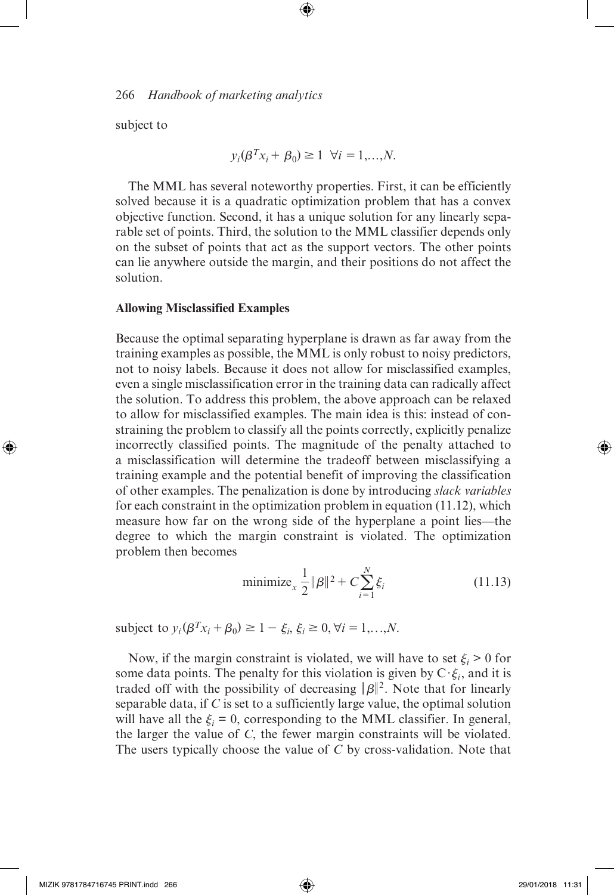subject to

$$y_i(\beta^T x_i + \beta_0) \geq 1 \ \ \forall i = 1,\ldots,N.$$

The MML has several noteworthy properties. First, it can be efficiently solved because it is a quadratic optimization problem that has a convex objective function. Second, it has a unique solution for any linearly separable set of points. Third, the solution to the MML classifier depends only on the subset of points that act as the support vectors. The other points can lie anywhere outside the margin, and their positions do not affect the solution.

### Allowing Misclassified Examples

Because the optimal separating hyperplane is drawn as far away from the training examples as possible, the MML is only robust to noisy predictors, not to noisy labels. Because it does not allow for misclassified examples, even a single misclassification error in the training data can radically affect the solution. To address this problem, the above approach can be relaxed to allow for misclassified examples. The main idea is this: instead of constraining the problem to classify all the points correctly, explicitly penalize incorrectly classified points. The magnitude of the penalty attached to a misclassification will determine the tradeoff between misclassifying a training example and the potential benefit of improving the classification of other examples. The penalization is done by introducing *slack variables* for each constraint in the optimization problem in equation (11.12), which measure how far on the wrong side of the hyperplane a point lies—the degree to which the margin constraint is violated. The optimization problem then becomes

$$\text{minimize}_x \ \frac{1}{2}\|\beta\|^2 + C\sum_{i=1}^{N}\xi_i \tag{11.13}$$

subject to $y_i(\beta^T x_i + \beta_0) \geq 1 - \xi_i, \ \xi_i \geq 0, \forall i = 1,\ldots,N.$

Now, if the margin constraint is violated, we will have to set $\xi_i > 0$ for some data points. The penalty for this violation is given by $C \cdot \xi_i$, and it is traded off with the possibility of decreasing $\|\beta\|^2$. Note that for linearly separable data, if $C$ is set to a sufficiently large value, the optimal solution will have all the $\xi_i = 0$, corresponding to the MML classifier. In general, the larger the value of $C$, the fewer margin constraints will be violated. The users typically choose the value of $C$ by cross-validation. Note that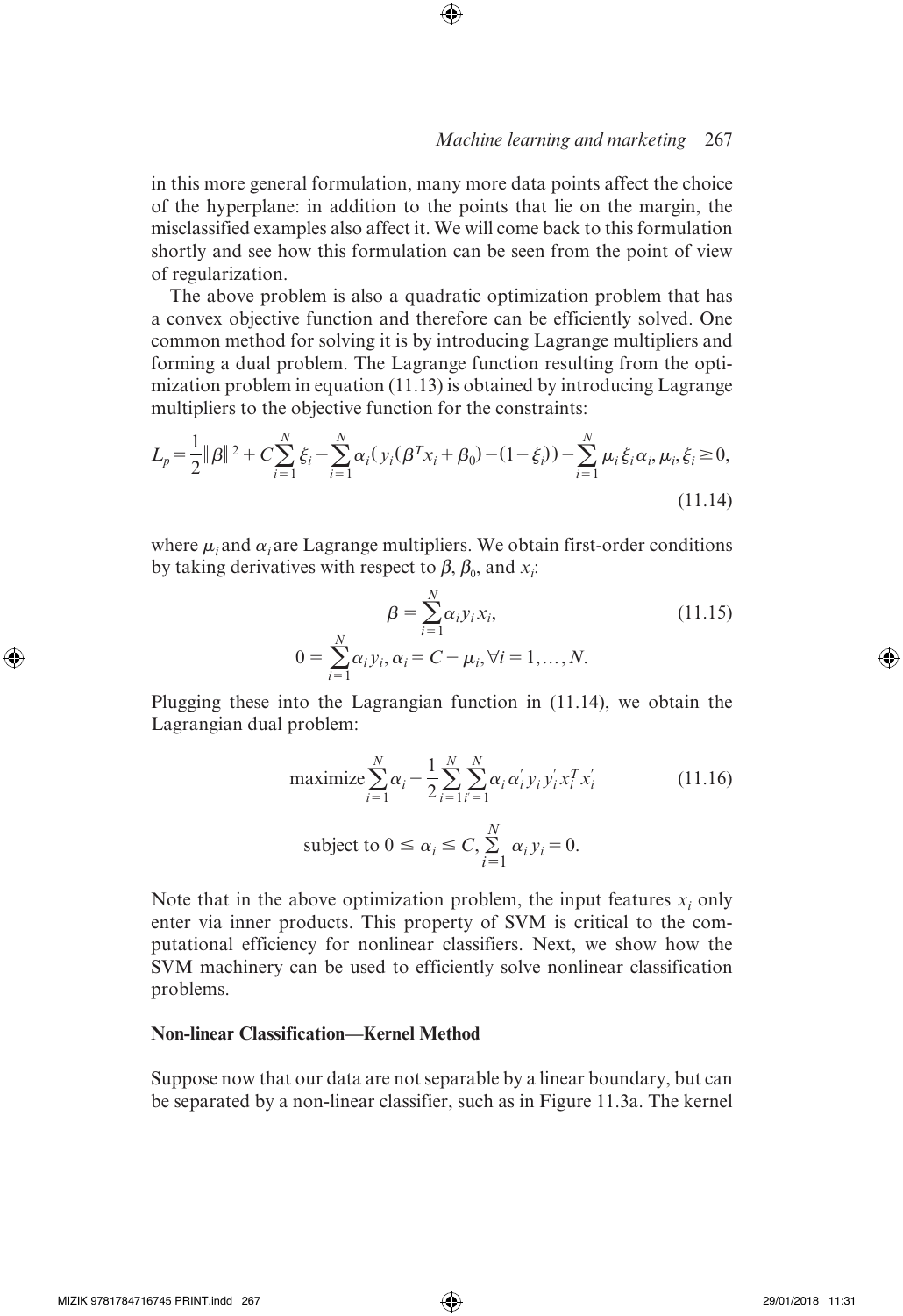in this more general formulation, many more data points affect the choice of the hyperplane: in addition to the points that lie on the margin, the misclassified examples also affect it. We will come back to this formulation shortly and see how this formulation can be seen from the point of view of regularization.

The above problem is also a quadratic optimization problem that has a convex objective function and therefore can be efficiently solved. One common method for solving it is by introducing Lagrange multipliers and forming a dual problem. The Lagrange function resulting from the optimization problem in equation (11.13) is obtained by introducing Lagrange multipliers to the objective function for the constraints:

$$L_p = \frac{1}{2}\|\beta\|^2 + C\sum_{i=1}^{N}\xi_i - \sum_{i=1}^{N}\alpha_i(y_i(\beta^T x_i + \beta_0) - (1-\xi_i)) - \sum_{i=1}^{N}\mu_i\xi_i\alpha_i, \mu_i, \xi_i \geq 0, \tag{11.14}$$

where $\mu_i$ and $\alpha_i$ are Lagrange multipliers. We obtain first-order conditions by taking derivatives with respect to $\beta$, $\beta_0$, and $x_i$:

$$\beta = \sum_{i=1}^{N}\alpha_i y_i x_i, \tag{11.15}$$

$$0 = \sum_{i=1}^{N}\alpha_i y_i, \alpha_i = C - \mu_i, \forall i = 1, \ldots, N.$$

Plugging these into the Lagrangian function in (11.14), we obtain the Lagrangian dual problem:

$$\text{maximize} \sum_{i=1}^{N}\alpha_i - \frac{1}{2}\sum_{i=1}^{N}\sum_{i'=1}^{N}\alpha_i\alpha_{i'} y_i y_{i'} x_i^T x_{i'} \tag{11.16}$$

$$\text{subject to } 0 \leq \alpha_i \leq C, \sum_{i=1}^{N}\alpha_i y_i = 0.$$

Note that in the above optimization problem, the input features $x_i$ only enter via inner products. This property of SVM is critical to the computational efficiency for nonlinear classifiers. Next, we show how the SVM machinery can be used to efficiently solve nonlinear classification problems.

**Non-linear Classification—Kernel Method**

Suppose now that our data are not separable by a linear boundary, but can be separated by a non-linear classifier, such as in Figure 11.3a. The kernel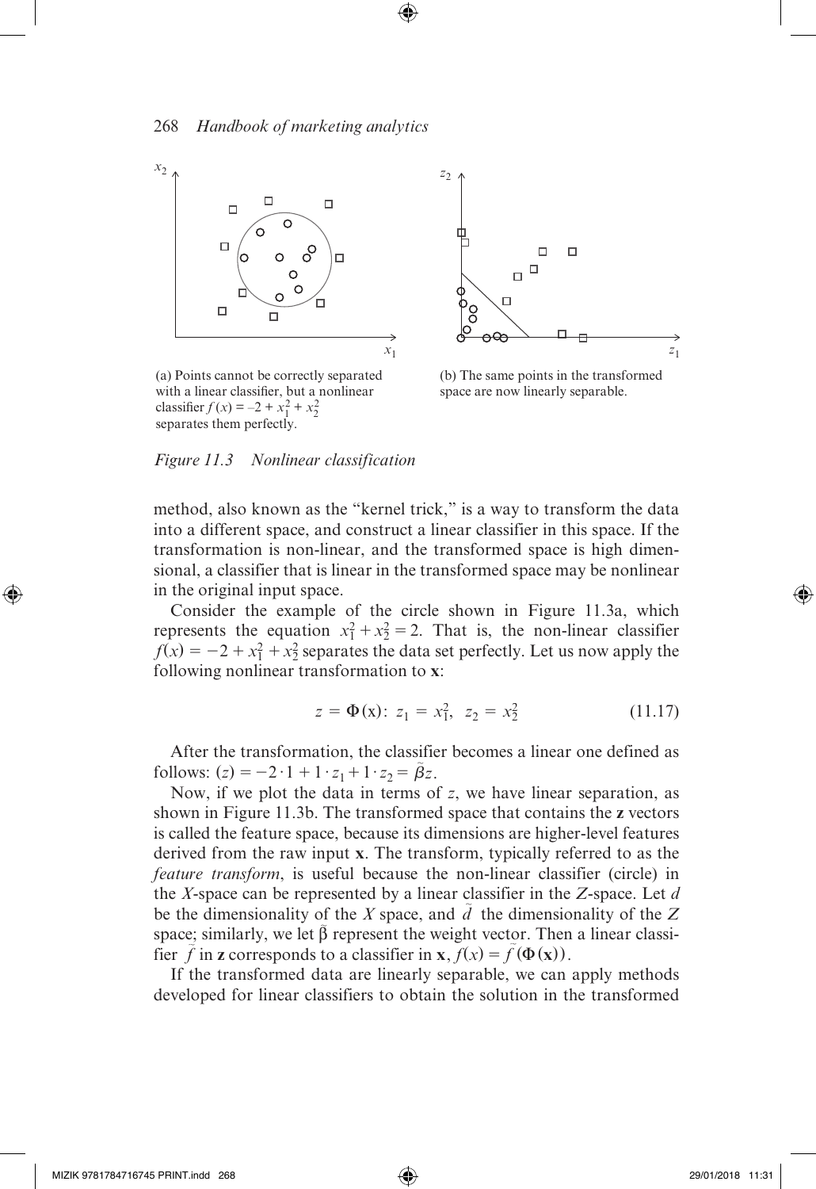(a) Points cannot be correctly separated with a linear classifier, but a nonlinear classifier $f(x) = -2 + x_1^2 + x_2^2$ separates them perfectly.

(b) The same points in the transformed space are now linearly separable.

*Figure 11.3 Nonlinear classification*

method, also known as the "kernel trick," is a way to transform the data into a different space, and construct a linear classifier in this space. If the transformation is non-linear, and the transformed space is high dimensional, a classifier that is linear in the transformed space may be nonlinear in the original input space.

Consider the example of the circle shown in Figure 11.3a, which represents the equation $x_1^2 + x_2^2 = 2$. That is, the non-linear classifier $f(x) = -2 + x_1^2 + x_2^2$ separates the data set perfectly. Let us now apply the following nonlinear transformation to **x**:

$$z = \Phi(\mathrm{x}):\ z_1 = x_1^2,\ z_2 = x_2^2 \tag{11.17}$$

After the transformation, the classifier becomes a linear one defined as follows: $(z) = -2 \cdot 1 + 1 \cdot z_1 + 1 \cdot z_2 = \tilde{\beta} z$.

Now, if we plot the data in terms of $z$, we have linear separation, as shown in Figure 11.3b. The transformed space that contains the **z** vectors is called the feature space, because its dimensions are higher-level features derived from the raw input **x**. The transform, typically referred to as the *feature transform*, is useful because the non-linear classifier (circle) in the $X$-space can be represented by a linear classifier in the $Z$-space. Let $d$ be the dimensionality of the $X$ space, and $\tilde{d}$ the dimensionality of the $Z$ space; similarly, we let $\tilde{\beta}$ represent the weight vector. Then a linear classifier $\tilde{f}$ in **z** corresponds to a classifier in **x**, $f(x) = \tilde{f}(\Phi(\mathbf{x}))$.

If the transformed data are linearly separable, we can apply methods developed for linear classifiers to obtain the solution in the transformed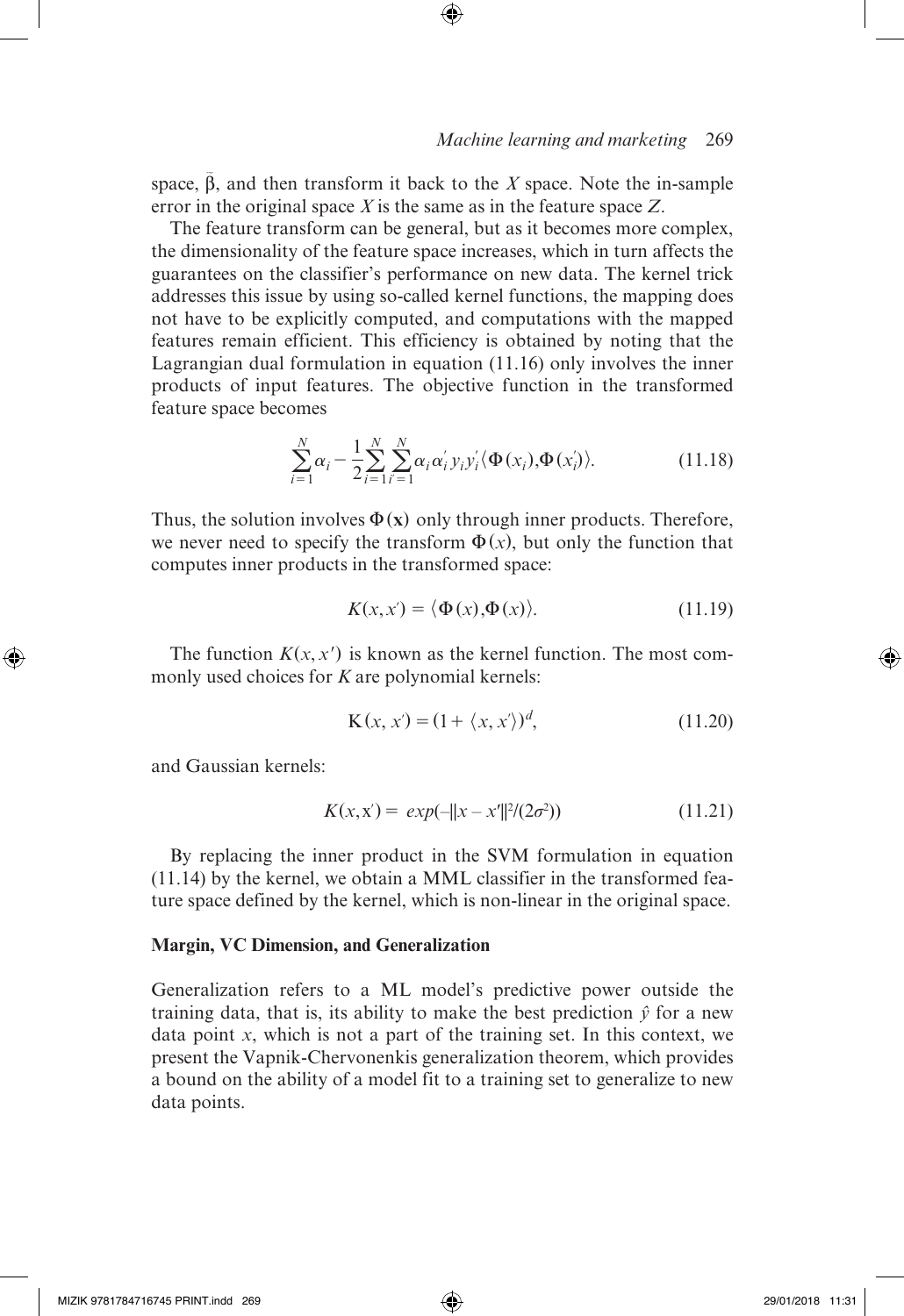space, $\tilde{\beta}$, and then transform it back to the $X$ space. Note the in-sample error in the original space $X$ is the same as in the feature space $Z$.

The feature transform can be general, but as it becomes more complex, the dimensionality of the feature space increases, which in turn affects the guarantees on the classifier's performance on new data. The kernel trick addresses this issue by using so-called kernel functions, the mapping does not have to be explicitly computed, and computations with the mapped features remain efficient. This efficiency is obtained by noting that the Lagrangian dual formulation in equation (11.16) only involves the inner products of input features. The objective function in the transformed feature space becomes

$$\sum_{i=1}^{N}\alpha_i - \frac{1}{2}\sum_{i=1}^{N}\sum_{i'=1}^{N}\alpha_i\alpha_i' y_i y_i' \langle \Phi(x_i), \Phi(x_i')\rangle. \tag{11.18}$$

Thus, the solution involves $\Phi(\mathbf{x})$ only through inner products. Therefore, we never need to specify the transform $\Phi(x)$, but only the function that computes inner products in the transformed space:

$$K(x, x') = \langle \Phi(x), \Phi(x)\rangle. \tag{11.19}$$

The function $K(x, x')$ is known as the kernel function. The most commonly used choices for $K$ are polynomial kernels:

$$\mathrm{K}(x, x') = (1 + \langle x, x'\rangle)^d, \tag{11.20}$$

and Gaussian kernels:

$$K(x, x') = exp(-\|x - x'\|^2/(2\sigma^2)) \tag{11.21}$$

By replacing the inner product in the SVM formulation in equation (11.14) by the kernel, we obtain a MML classifier in the transformed feature space defined by the kernel, which is non-linear in the original space.

**Margin, VC Dimension, and Generalization**

Generalization refers to a ML model's predictive power outside the training data, that is, its ability to make the best prediction $\hat{y}$ for a new data point $x$, which is not a part of the training set. In this context, we present the Vapnik-Chervonenkis generalization theorem, which provides a bound on the ability of a model fit to a training set to generalize to new data points.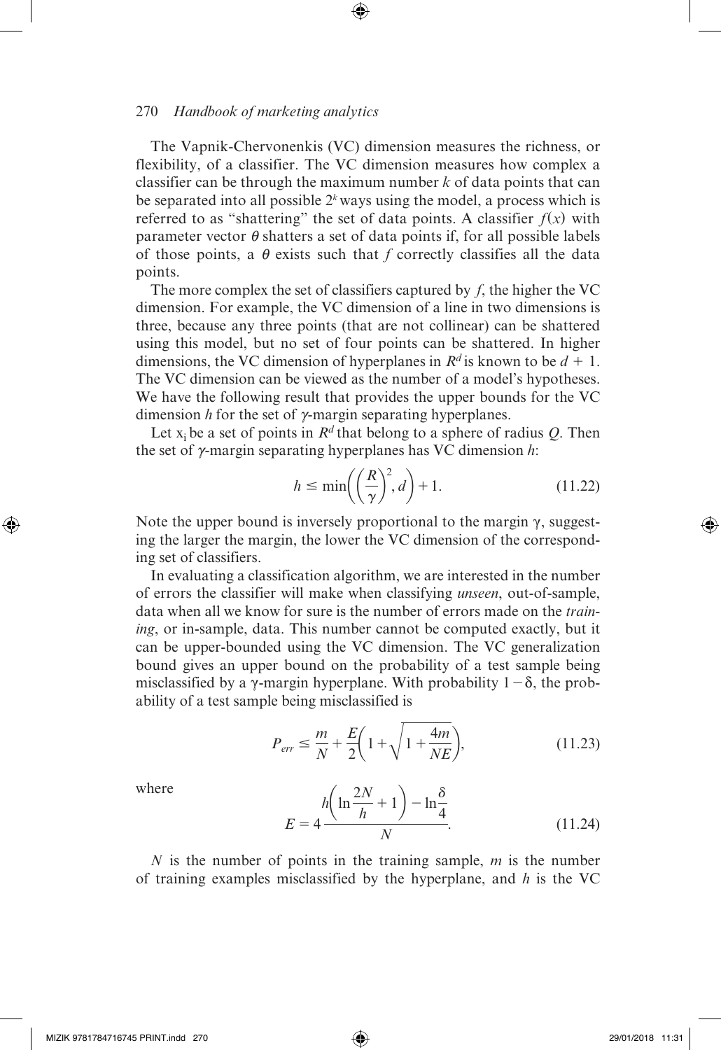The Vapnik-Chervonenkis (VC) dimension measures the richness, or flexibility, of a classifier. The VC dimension measures how complex a classifier can be through the maximum number $k$ of data points that can be separated into all possible $2^k$ ways using the model, a process which is referred to as "shattering" the set of data points. A classifier $f(x)$ with parameter vector $\theta$ shatters a set of data points if, for all possible labels of those points, a $\theta$ exists such that $f$ correctly classifies all the data points.

The more complex the set of classifiers captured by $f$, the higher the VC dimension. For example, the VC dimension of a line in two dimensions is three, because any three points (that are not collinear) can be shattered using this model, but no set of four points can be shattered. In higher dimensions, the VC dimension of hyperplanes in $R^d$ is known to be $d + 1$. The VC dimension can be viewed as the number of a model's hypotheses. We have the following result that provides the upper bounds for the VC dimension $h$ for the set of $\gamma$-margin separating hyperplanes.

Let $x_i$ be a set of points in $R^d$ that belong to a sphere of radius $Q$. Then the set of $\gamma$-margin separating hyperplanes has VC dimension $h$:

$$h \leq \min\left(\left(\frac{R}{\gamma}\right)^2, d\right) + 1. \tag{11.22}$$

Note the upper bound is inversely proportional to the margin $\gamma$, suggesting the larger the margin, the lower the VC dimension of the corresponding set of classifiers.

In evaluating a classification algorithm, we are interested in the number of errors the classifier will make when classifying *unseen*, out-of-sample, data when all we know for sure is the number of errors made on the *training*, or in-sample, data. This number cannot be computed exactly, but it can be upper-bounded using the VC dimension. The VC generalization bound gives an upper bound on the probability of a test sample being misclassified by a $\gamma$-margin hyperplane. With probability $1 - \delta$, the probability of a test sample being misclassified is

$$P_{err} \leq \frac{m}{N} + \frac{E}{2}\left(1 + \sqrt{1 + \frac{4m}{NE}}\right), \tag{11.23}$$

where

$$E = 4\frac{h\left(\ln\frac{2N}{h} + 1\right) - \ln\frac{\delta}{4}}{N}. \tag{11.24}$$

$N$ is the number of points in the training sample, $m$ is the number of training examples misclassified by the hyperplane, and $h$ is the VC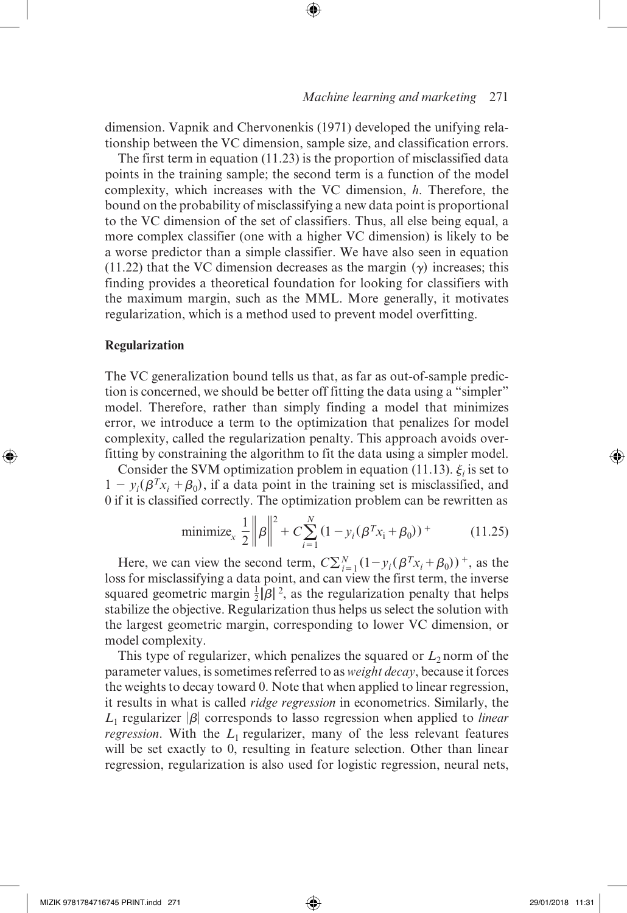dimension. Vapnik and Chervonenkis (1971) developed the unifying relationship between the VC dimension, sample size, and classification errors.

The first term in equation (11.23) is the proportion of misclassified data points in the training sample; the second term is a function of the model complexity, which increases with the VC dimension, $h$. Therefore, the bound on the probability of misclassifying a new data point is proportional to the VC dimension of the set of classifiers. Thus, all else being equal, a more complex classifier (one with a higher VC dimension) is likely to be a worse predictor than a simple classifier. We have also seen in equation (11.22) that the VC dimension decreases as the margin ($\gamma$) increases; this finding provides a theoretical foundation for looking for classifiers with the maximum margin, such as the MML. More generally, it motivates regularization, which is a method used to prevent model overfitting.

## Regularization

The VC generalization bound tells us that, as far as out-of-sample prediction is concerned, we should be better off fitting the data using a "simpler" model. Therefore, rather than simply finding a model that minimizes error, we introduce a term to the optimization that penalizes for model complexity, called the regularization penalty. This approach avoids overfitting by constraining the algorithm to fit the data using a simpler model.

Consider the SVM optimization problem in equation (11.13). $\xi_i$ is set to $1 - y_i(\beta^T x_i + \beta_0)$, if a data point in the training set is misclassified, and 0 if it is classified correctly. The optimization problem can be rewritten as

$$\text{minimize}_x \ \frac{1}{2}\left\|\beta\right\|^2 + C\sum_{i=1}^{N}(1 - y_i(\beta^T x_i + \beta_0))^+ \qquad (11.25)$$

Here, we can view the second term, $C\sum_{i=1}^{N}(1-y_i(\beta^T x_i + \beta_0))^+$, as the loss for misclassifying a data point, and can view the first term, the inverse squared geometric margin $\frac{1}{2}\|\beta\|^2$, as the regularization penalty that helps stabilize the objective. Regularization thus helps us select the solution with the largest geometric margin, corresponding to lower VC dimension, or model complexity.

This type of regularizer, which penalizes the squared or $L_2$ norm of the parameter values, is sometimes referred to as *weight decay*, because it forces the weights to decay toward 0. Note that when applied to linear regression, it results in what is called *ridge regression* in econometrics. Similarly, the $L_1$ regularizer $|\beta|$ corresponds to lasso regression when applied to *linear regression*. With the $L_1$ regularizer, many of the less relevant features will be set exactly to 0, resulting in feature selection. Other than linear regression, regularization is also used for logistic regression, neural nets,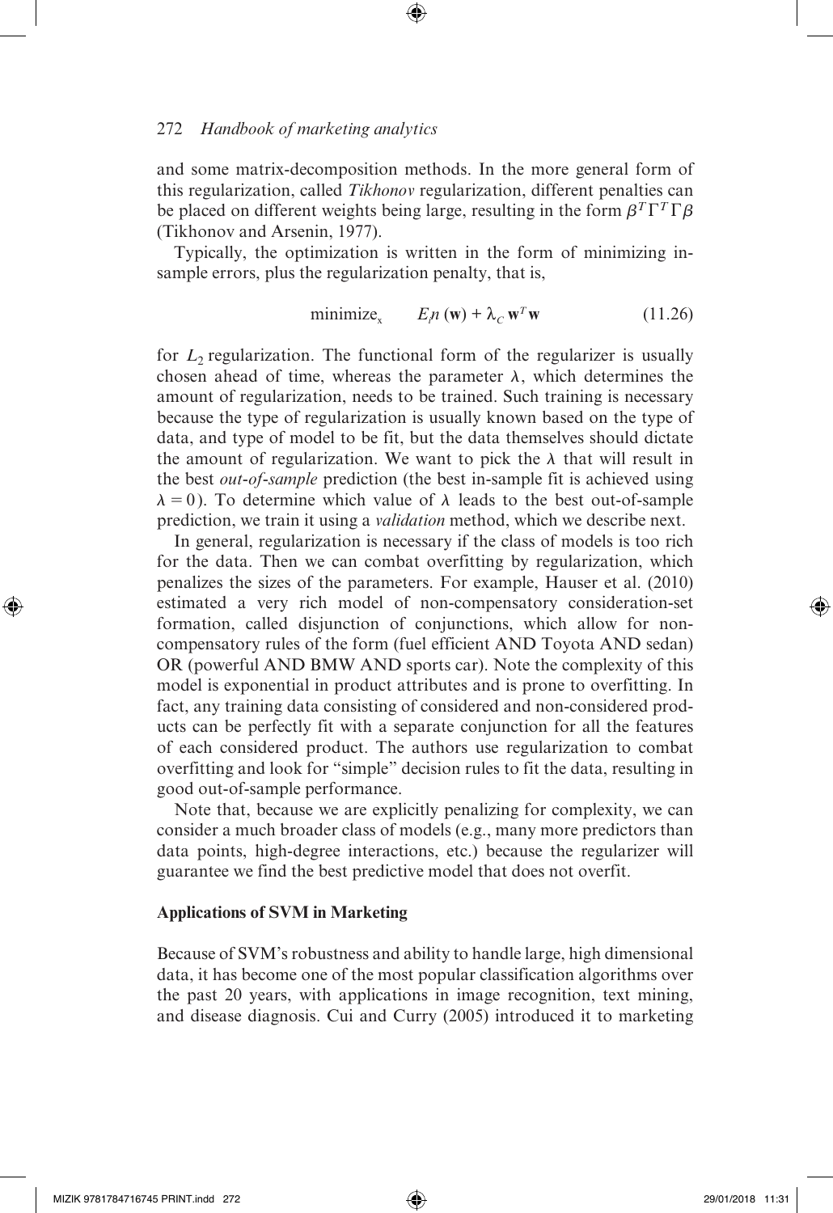and some matrix-decomposition methods. In the more general form of this regularization, called *Tikhonov* regularization, different penalties can be placed on different weights being large, resulting in the form $\beta^T \Gamma^T \Gamma \beta$ (Tikhonov and Arsenin, 1977).

Typically, the optimization is written in the form of minimizing in-sample errors, plus the regularization penalty, that is,

$$\text{minimize}_x \qquad E_I n(\mathbf{w}) + \lambda_C \mathbf{w}^T \mathbf{w} \tag{11.26}$$

for $L_2$ regularization. The functional form of the regularizer is usually chosen ahead of time, whereas the parameter $\lambda$, which determines the amount of regularization, needs to be trained. Such training is necessary because the type of regularization is usually known based on the type of data, and type of model to be fit, but the data themselves should dictate the amount of regularization. We want to pick the $\lambda$ that will result in the best *out-of-sample* prediction (the best in-sample fit is achieved using $\lambda = 0$). To determine which value of $\lambda$ leads to the best out-of-sample prediction, we train it using a *validation* method, which we describe next.

In general, regularization is necessary if the class of models is too rich for the data. Then we can combat overfitting by regularization, which penalizes the sizes of the parameters. For example, Hauser et al. (2010) estimated a very rich model of non-compensatory consideration-set formation, called disjunction of conjunctions, which allow for non-compensatory rules of the form (fuel efficient AND Toyota AND sedan) OR (powerful AND BMW AND sports car). Note the complexity of this model is exponential in product attributes and is prone to overfitting. In fact, any training data consisting of considered and non-considered products can be perfectly fit with a separate conjunction for all the features of each considered product. The authors use regularization to combat overfitting and look for "simple" decision rules to fit the data, resulting in good out-of-sample performance.

Note that, because we are explicitly penalizing for complexity, we can consider a much broader class of models (e.g., many more predictors than data points, high-degree interactions, etc.) because the regularizer will guarantee we find the best predictive model that does not overfit.

### Applications of SVM in Marketing

Because of SVM's robustness and ability to handle large, high dimensional data, it has become one of the most popular classification algorithms over the past 20 years, with applications in image recognition, text mining, and disease diagnosis. Cui and Curry (2005) introduced it to marketing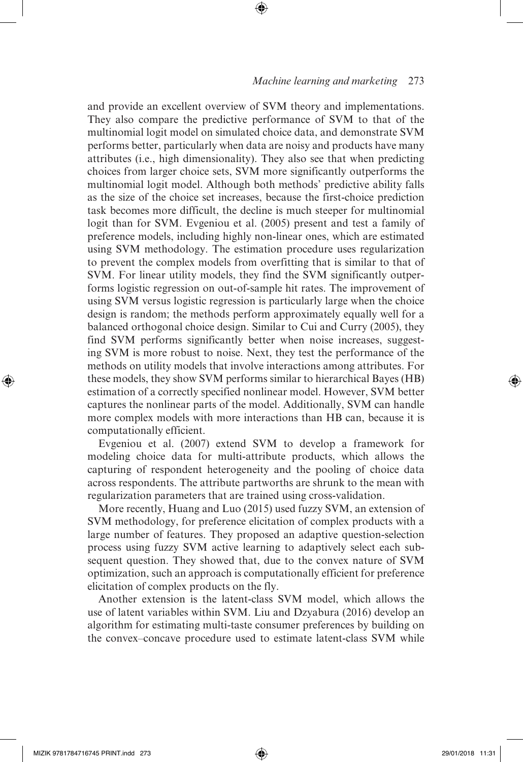and provide an excellent overview of SVM theory and implementations. They also compare the predictive performance of SVM to that of the multinomial logit model on simulated choice data, and demonstrate SVM performs better, particularly when data are noisy and products have many attributes (i.e., high dimensionality). They also see that when predicting choices from larger choice sets, SVM more significantly outperforms the multinomial logit model. Although both methods' predictive ability falls as the size of the choice set increases, because the first-choice prediction task becomes more difficult, the decline is much steeper for multinomial logit than for SVM. Evgeniou et al. (2005) present and test a family of preference models, including highly non-linear ones, which are estimated using SVM methodology. The estimation procedure uses regularization to prevent the complex models from overfitting that is similar to that of SVM. For linear utility models, they find the SVM significantly outperforms logistic regression on out-of-sample hit rates. The improvement of using SVM versus logistic regression is particularly large when the choice design is random; the methods perform approximately equally well for a balanced orthogonal choice design. Similar to Cui and Curry (2005), they find SVM performs significantly better when noise increases, suggesting SVM is more robust to noise. Next, they test the performance of the methods on utility models that involve interactions among attributes. For these models, they show SVM performs similar to hierarchical Bayes (HB) estimation of a correctly specified nonlinear model. However, SVM better captures the nonlinear parts of the model. Additionally, SVM can handle more complex models with more interactions than HB can, because it is computationally efficient.

Evgeniou et al. (2007) extend SVM to develop a framework for modeling choice data for multi-attribute products, which allows the capturing of respondent heterogeneity and the pooling of choice data across respondents. The attribute partworths are shrunk to the mean with regularization parameters that are trained using cross-validation.

More recently, Huang and Luo (2015) used fuzzy SVM, an extension of SVM methodology, for preference elicitation of complex products with a large number of features. They proposed an adaptive question-selection process using fuzzy SVM active learning to adaptively select each subsequent question. They showed that, due to the convex nature of SVM optimization, such an approach is computationally efficient for preference elicitation of complex products on the fly.

Another extension is the latent-class SVM model, which allows the use of latent variables within SVM. Liu and Dzyabura (2016) develop an algorithm for estimating multi-taste consumer preferences by building on the convex–concave procedure used to estimate latent-class SVM while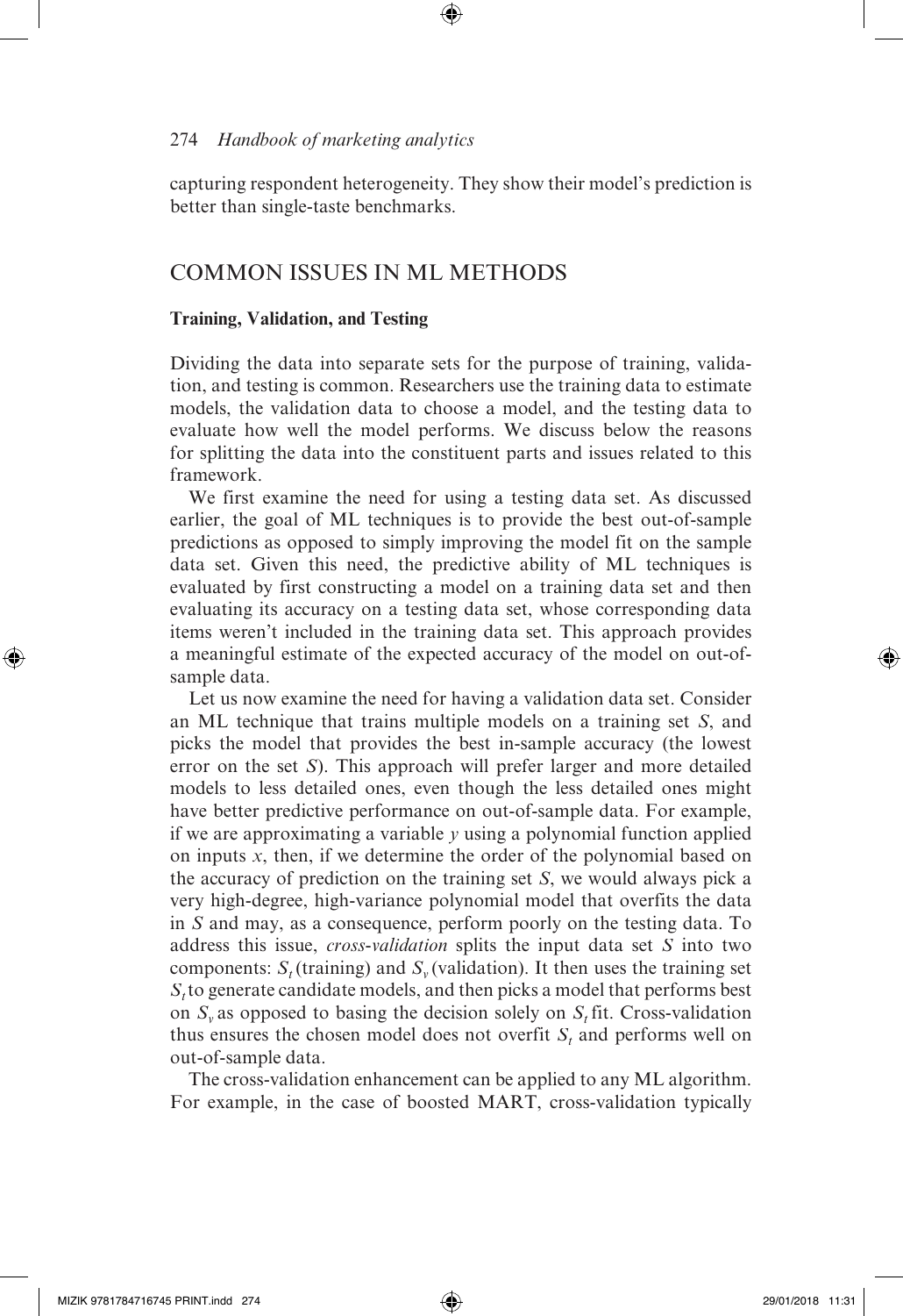capturing respondent heterogeneity. They show their model's prediction is better than single-taste benchmarks.

## COMMON ISSUES IN ML METHODS

### Training, Validation, and Testing

Dividing the data into separate sets for the purpose of training, validation, and testing is common. Researchers use the training data to estimate models, the validation data to choose a model, and the testing data to evaluate how well the model performs. We discuss below the reasons for splitting the data into the constituent parts and issues related to this framework.

We first examine the need for using a testing data set. As discussed earlier, the goal of ML techniques is to provide the best out-of-sample predictions as opposed to simply improving the model fit on the sample data set. Given this need, the predictive ability of ML techniques is evaluated by first constructing a model on a training data set and then evaluating its accuracy on a testing data set, whose corresponding data items weren't included in the training data set. This approach provides a meaningful estimate of the expected accuracy of the model on out-of-sample data.

Let us now examine the need for having a validation data set. Consider an ML technique that trains multiple models on a training set $S$, and picks the model that provides the best in-sample accuracy (the lowest error on the set $S$). This approach will prefer larger and more detailed models to less detailed ones, even though the less detailed ones might have better predictive performance on out-of-sample data. For example, if we are approximating a variable $y$ using a polynomial function applied on inputs $x$, then, if we determine the order of the polynomial based on the accuracy of prediction on the training set $S$, we would always pick a very high-degree, high-variance polynomial model that overfits the data in $S$ and may, as a consequence, perform poorly on the testing data. To address this issue, *cross-validation* splits the input data set $S$ into two components: $S_t$ (training) and $S_v$ (validation). It then uses the training set $S_t$ to generate candidate models, and then picks a model that performs best on $S_v$ as opposed to basing the decision solely on $S_t$ fit. Cross-validation thus ensures the chosen model does not overfit $S_t$ and performs well on out-of-sample data.

The cross-validation enhancement can be applied to any ML algorithm. For example, in the case of boosted MART, cross-validation typically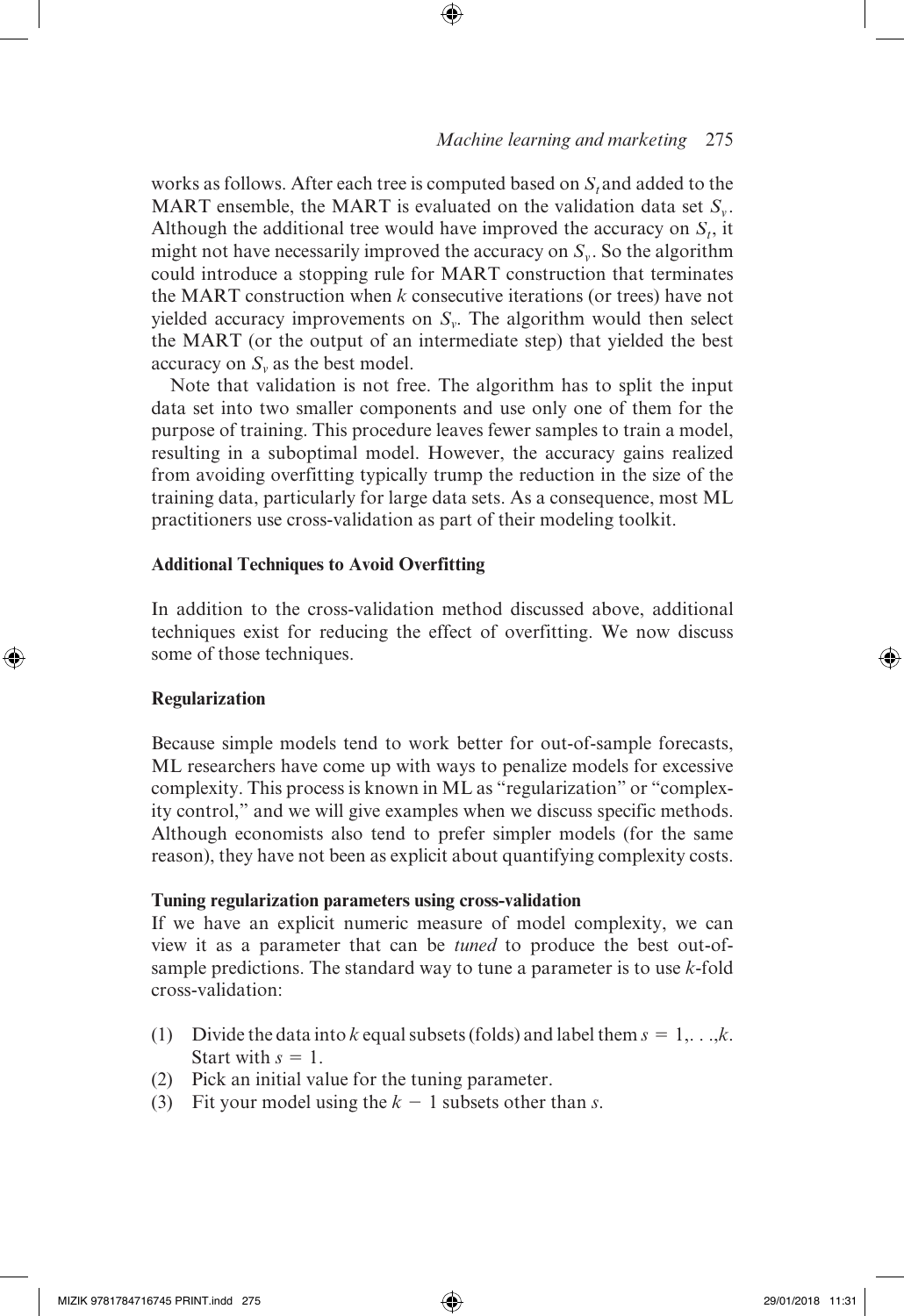works as follows. After each tree is computed based on $S_t$ and added to the MART ensemble, the MART is evaluated on the validation data set $S_v$. Although the additional tree would have improved the accuracy on $S_t$, it might not have necessarily improved the accuracy on $S_v$. So the algorithm could introduce a stopping rule for MART construction that terminates the MART construction when $k$ consecutive iterations (or trees) have not yielded accuracy improvements on $S_v$. The algorithm would then select the MART (or the output of an intermediate step) that yielded the best accuracy on $S_v$ as the best model.

Note that validation is not free. The algorithm has to split the input data set into two smaller components and use only one of them for the purpose of training. This procedure leaves fewer samples to train a model, resulting in a suboptimal model. However, the accuracy gains realized from avoiding overfitting typically trump the reduction in the size of the training data, particularly for large data sets. As a consequence, most ML practitioners use cross-validation as part of their modeling toolkit.

### Additional Techniques to Avoid Overfitting

In addition to the cross-validation method discussed above, additional techniques exist for reducing the effect of overfitting. We now discuss some of those techniques.

### Regularization

Because simple models tend to work better for out-of-sample forecasts, ML researchers have come up with ways to penalize models for excessive complexity. This process is known in ML as "regularization" or "complexity control," and we will give examples when we discuss specific methods. Although economists also tend to prefer simpler models (for the same reason), they have not been as explicit about quantifying complexity costs.

#### Tuning regularization parameters using cross-validation

If we have an explicit numeric measure of model complexity, we can view it as a parameter that can be *tuned* to produce the best out-of-sample predictions. The standard way to tune a parameter is to use $k$-fold cross-validation:

(1) Divide the data into $k$ equal subsets (folds) and label them $s = 1,\ldots,k$. Start with $s = 1$.
(2) Pick an initial value for the tuning parameter.
(3) Fit your model using the $k - 1$ subsets other than $s$.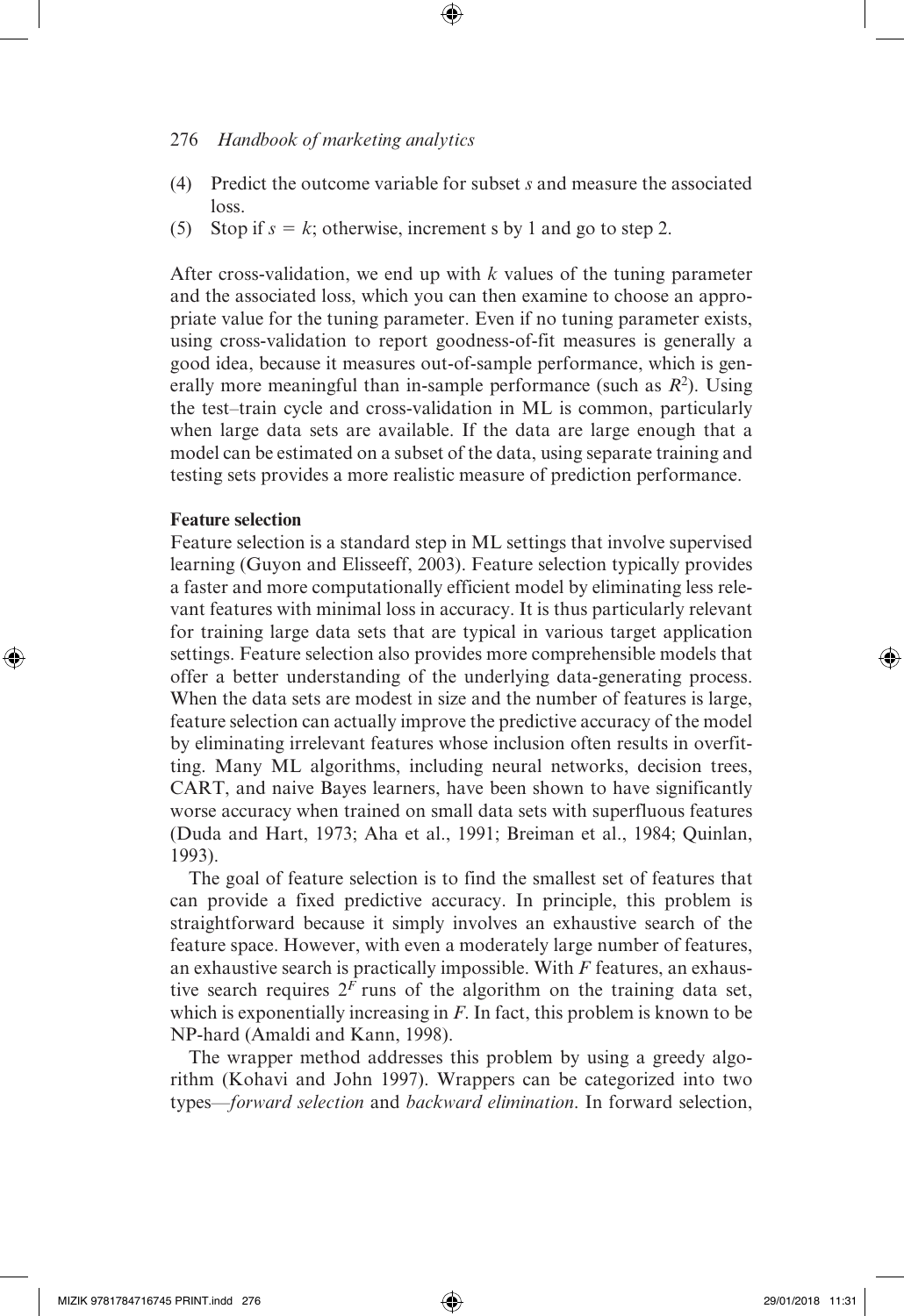(4) Predict the outcome variable for subset $s$ and measure the associated loss.
(5) Stop if $s = k$; otherwise, increment s by 1 and go to step 2.

After cross-validation, we end up with $k$ values of the tuning parameter and the associated loss, which you can then examine to choose an appropriate value for the tuning parameter. Even if no tuning parameter exists, using cross-validation to report goodness-of-fit measures is generally a good idea, because it measures out-of-sample performance, which is generally more meaningful than in-sample performance (such as $R^2$). Using the test–train cycle and cross-validation in ML is common, particularly when large data sets are available. If the data are large enough that a model can be estimated on a subset of the data, using separate training and testing sets provides a more realistic measure of prediction performance.

**Feature selection**

Feature selection is a standard step in ML settings that involve supervised learning (Guyon and Elisseeff, 2003). Feature selection typically provides a faster and more computationally efficient model by eliminating less relevant features with minimal loss in accuracy. It is thus particularly relevant for training large data sets that are typical in various target application settings. Feature selection also provides more comprehensible models that offer a better understanding of the underlying data-generating process. When the data sets are modest in size and the number of features is large, feature selection can actually improve the predictive accuracy of the model by eliminating irrelevant features whose inclusion often results in overfitting. Many ML algorithms, including neural networks, decision trees, CART, and naive Bayes learners, have been shown to have significantly worse accuracy when trained on small data sets with superfluous features (Duda and Hart, 1973; Aha et al., 1991; Breiman et al., 1984; Quinlan, 1993).

The goal of feature selection is to find the smallest set of features that can provide a fixed predictive accuracy. In principle, this problem is straightforward because it simply involves an exhaustive search of the feature space. However, with even a moderately large number of features, an exhaustive search is practically impossible. With $F$ features, an exhaustive search requires $2^F$ runs of the algorithm on the training data set, which is exponentially increasing in $F$. In fact, this problem is known to be NP-hard (Amaldi and Kann, 1998).

The wrapper method addresses this problem by using a greedy algorithm (Kohavi and John 1997). Wrappers can be categorized into two types—*forward selection* and *backward elimination*. In forward selection,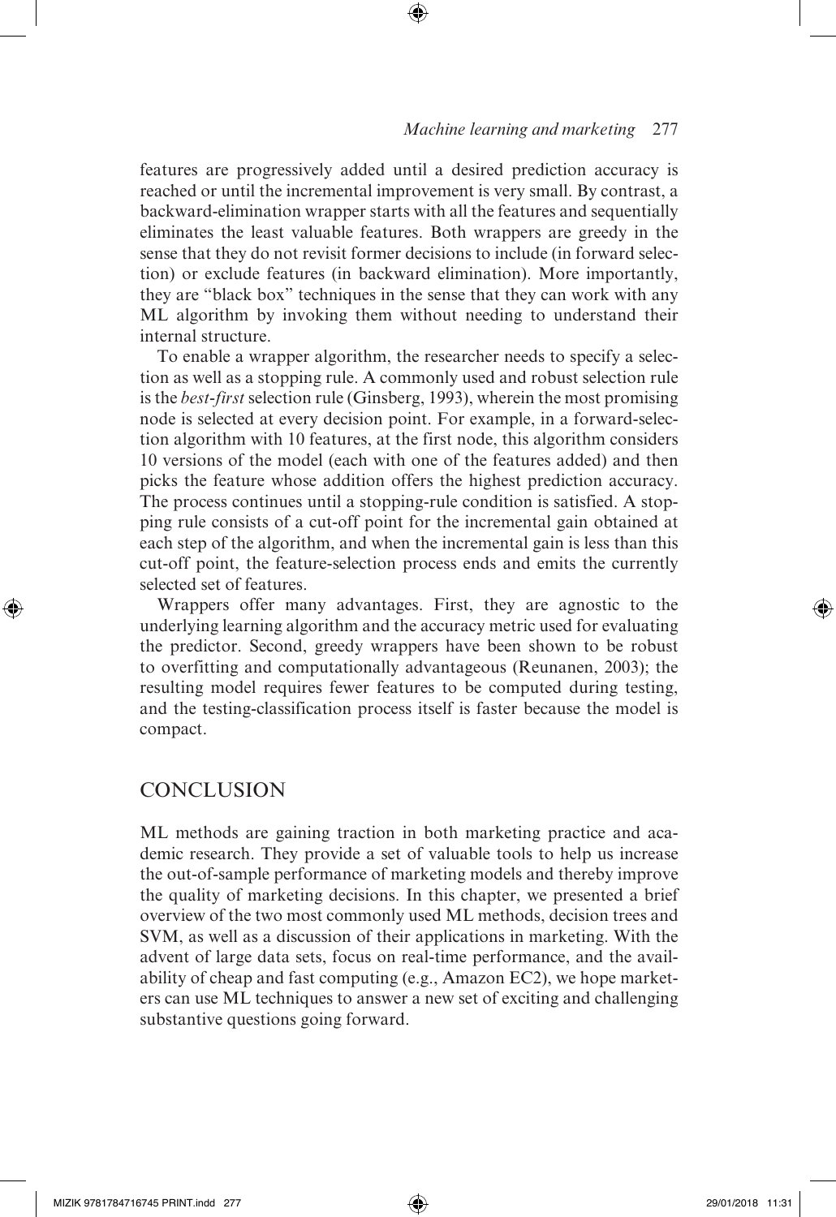features are progressively added until a desired prediction accuracy is reached or until the incremental improvement is very small. By contrast, a backward-elimination wrapper starts with all the features and sequentially eliminates the least valuable features. Both wrappers are greedy in the sense that they do not revisit former decisions to include (in forward selection) or exclude features (in backward elimination). More importantly, they are "black box" techniques in the sense that they can work with any ML algorithm by invoking them without needing to understand their internal structure.

To enable a wrapper algorithm, the researcher needs to specify a selection as well as a stopping rule. A commonly used and robust selection rule is the *best-first* selection rule (Ginsberg, 1993), wherein the most promising node is selected at every decision point. For example, in a forward-selection algorithm with 10 features, at the first node, this algorithm considers 10 versions of the model (each with one of the features added) and then picks the feature whose addition offers the highest prediction accuracy. The process continues until a stopping-rule condition is satisfied. A stopping rule consists of a cut-off point for the incremental gain obtained at each step of the algorithm, and when the incremental gain is less than this cut-off point, the feature-selection process ends and emits the currently selected set of features.

Wrappers offer many advantages. First, they are agnostic to the underlying learning algorithm and the accuracy metric used for evaluating the predictor. Second, greedy wrappers have been shown to be robust to overfitting and computationally advantageous (Reunanen, 2003); the resulting model requires fewer features to be computed during testing, and the testing-classification process itself is faster because the model is compact.

## CONCLUSION

ML methods are gaining traction in both marketing practice and academic research. They provide a set of valuable tools to help us increase the out-of-sample performance of marketing models and thereby improve the quality of marketing decisions. In this chapter, we presented a brief overview of the two most commonly used ML methods, decision trees and SVM, as well as a discussion of their applications in marketing. With the advent of large data sets, focus on real-time performance, and the availability of cheap and fast computing (e.g., Amazon EC2), we hope marketers can use ML techniques to answer a new set of exciting and challenging substantive questions going forward.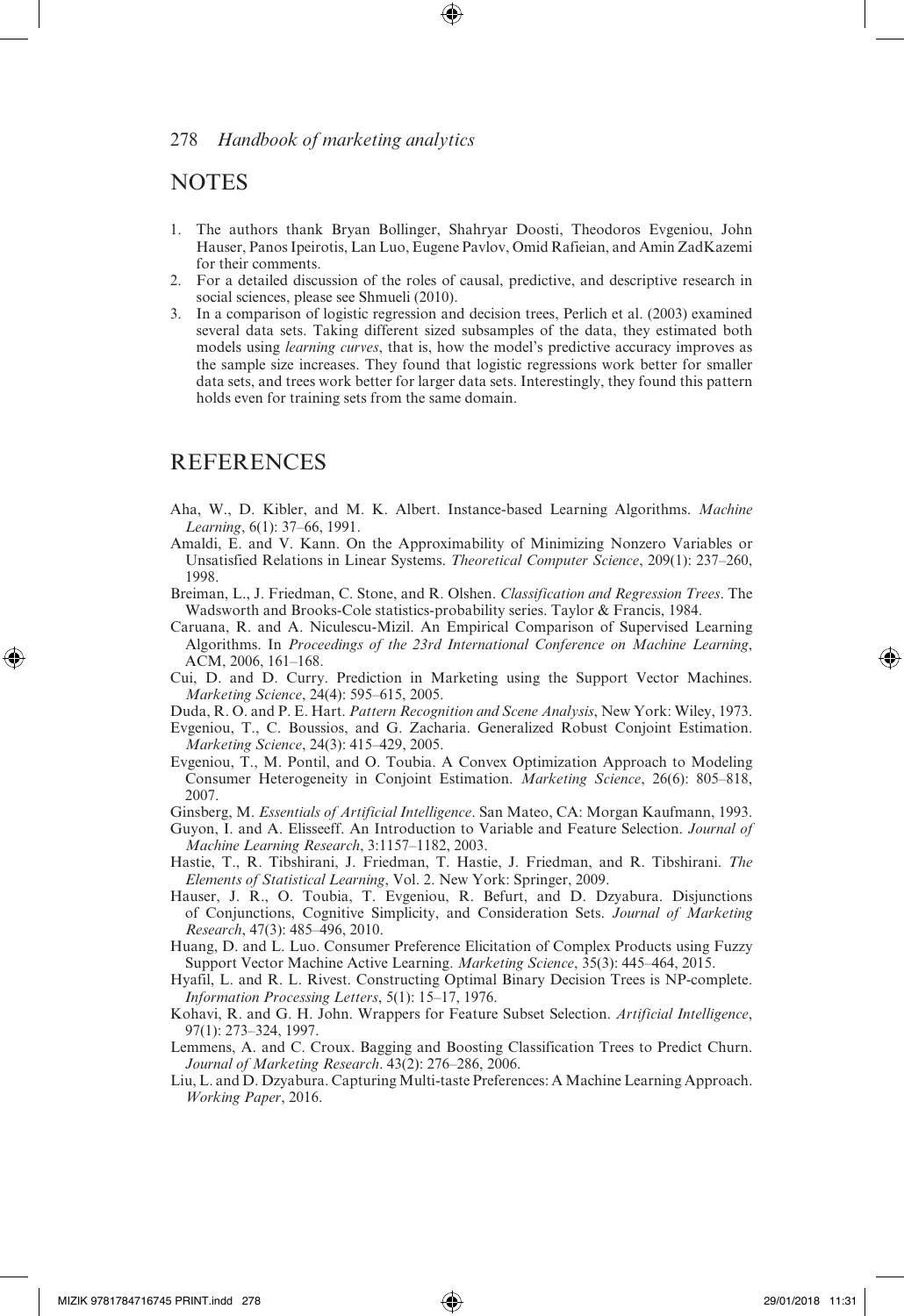## NOTES

1. The authors thank Bryan Bollinger, Shahryar Doosti, Theodoros Evgeniou, John Hauser, Panos Ipeirotis, Lan Luo, Eugene Pavlov, Omid Rafieian, and Amin ZadKazemi for their comments.
2. For a detailed discussion of the roles of causal, predictive, and descriptive research in social sciences, please see Shmueli (2010).
3. In a comparison of logistic regression and decision trees, Perlich et al. (2003) examined several data sets. Taking different sized subsamples of the data, they estimated both models using *learning curves*, that is, how the model's predictive accuracy improves as the sample size increases. They found that logistic regressions work better for smaller data sets, and trees work better for larger data sets. Interestingly, they found this pattern holds even for training sets from the same domain.

## REFERENCES

Aha, W., D. Kibler, and M. K. Albert. Instance-based Learning Algorithms. *Machine Learning*, 6(1): 37–66, 1991.

Amaldi, E. and V. Kann. On the Approximability of Minimizing Nonzero Variables or Unsatisfied Relations in Linear Systems. *Theoretical Computer Science*, 209(1): 237–260, 1998.

Breiman, L., J. Friedman, C. Stone, and R. Olshen. *Classification and Regression Trees*. The Wadsworth and Brooks-Cole statistics-probability series. Taylor & Francis, 1984.

Caruana, R. and A. Niculescu-Mizil. An Empirical Comparison of Supervised Learning Algorithms. In *Proceedings of the 23rd International Conference on Machine Learning*, ACM, 2006, 161–168.

Cui, D. and D. Curry. Prediction in Marketing using the Support Vector Machines. *Marketing Science*, 24(4): 595–615, 2005.

Duda, R. O. and P. E. Hart. *Pattern Recognition and Scene Analysis*, New York: Wiley, 1973.

Evgeniou, T., C. Boussios, and G. Zacharia. Generalized Robust Conjoint Estimation. *Marketing Science*, 24(3): 415–429, 2005.

Evgeniou, T., M. Pontil, and O. Toubia. A Convex Optimization Approach to Modeling Consumer Heterogeneity in Conjoint Estimation. *Marketing Science*, 26(6): 805–818, 2007.

Ginsberg, M. *Essentials of Artificial Intelligence*. San Mateo, CA: Morgan Kaufmann, 1993.

Guyon, I. and A. Elisseeff. An Introduction to Variable and Feature Selection. *Journal of Machine Learning Research*, 3:1157–1182, 2003.

Hastie, T., R. Tibshirani, J. Friedman, T. Hastie, J. Friedman, and R. Tibshirani. *The Elements of Statistical Learning*, Vol. 2. New York: Springer, 2009.

Hauser, J. R., O. Toubia, T. Evgeniou, R. Befurt, and D. Dzyabura. Disjunctions of Conjunctions, Cognitive Simplicity, and Consideration Sets. *Journal of Marketing Research*, 47(3): 485–496, 2010.

Huang, D. and L. Luo. Consumer Preference Elicitation of Complex Products using Fuzzy Support Vector Machine Active Learning. *Marketing Science*, 35(3): 445–464, 2015.

Hyafil, L. and R. L. Rivest. Constructing Optimal Binary Decision Trees is NP-complete. *Information Processing Letters*, 5(1): 15–17, 1976.

Kohavi, R. and G. H. John. Wrappers for Feature Subset Selection. *Artificial Intelligence*, 97(1): 273–324, 1997.

Lemmens, A. and C. Croux. Bagging and Boosting Classification Trees to Predict Churn. *Journal of Marketing Research*. 43(2): 276–286, 2006.

Liu, L. and D. Dzyabura. Capturing Multi-taste Preferences: A Machine Learning Approach. *Working Paper*, 2016.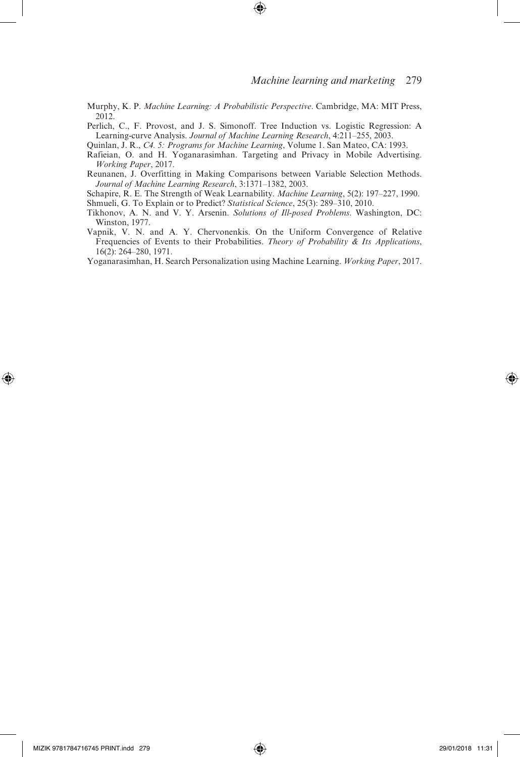Murphy, K. P. *Machine Learning: A Probabilistic Perspective*. Cambridge, MA: MIT Press, 2012.

Perlich, C., F. Provost, and J. S. Simonoff. Tree Induction vs. Logistic Regression: A Learning-curve Analysis. *Journal of Machine Learning Research*, 4:211–255, 2003.

Quinlan, J. R., *C4. 5: Programs for Machine Learning*, Volume 1. San Mateo, CA: 1993.

Rafieian, O. and H. Yoganarasimhan. Targeting and Privacy in Mobile Advertising. *Working Paper*, 2017.

Reunanen, J. Overfitting in Making Comparisons between Variable Selection Methods. *Journal of Machine Learning Research*, 3:1371–1382, 2003.

Schapire, R. E. The Strength of Weak Learnability. *Machine Learning*, 5(2): 197–227, 1990.

Shmueli, G. To Explain or to Predict? *Statistical Science*, 25(3): 289–310, 2010.

Tikhonov, A. N. and V. Y. Arsenin. *Solutions of Ill-posed Problems*. Washington, DC: Winston, 1977.

Vapnik, V. N. and A. Y. Chervonenkis. On the Uniform Convergence of Relative Frequencies of Events to their Probabilities. *Theory of Probability & Its Applications*, 16(2): 264–280, 1971.

Yoganarasimhan, H. Search Personalization using Machine Learning. *Working Paper*, 2017.